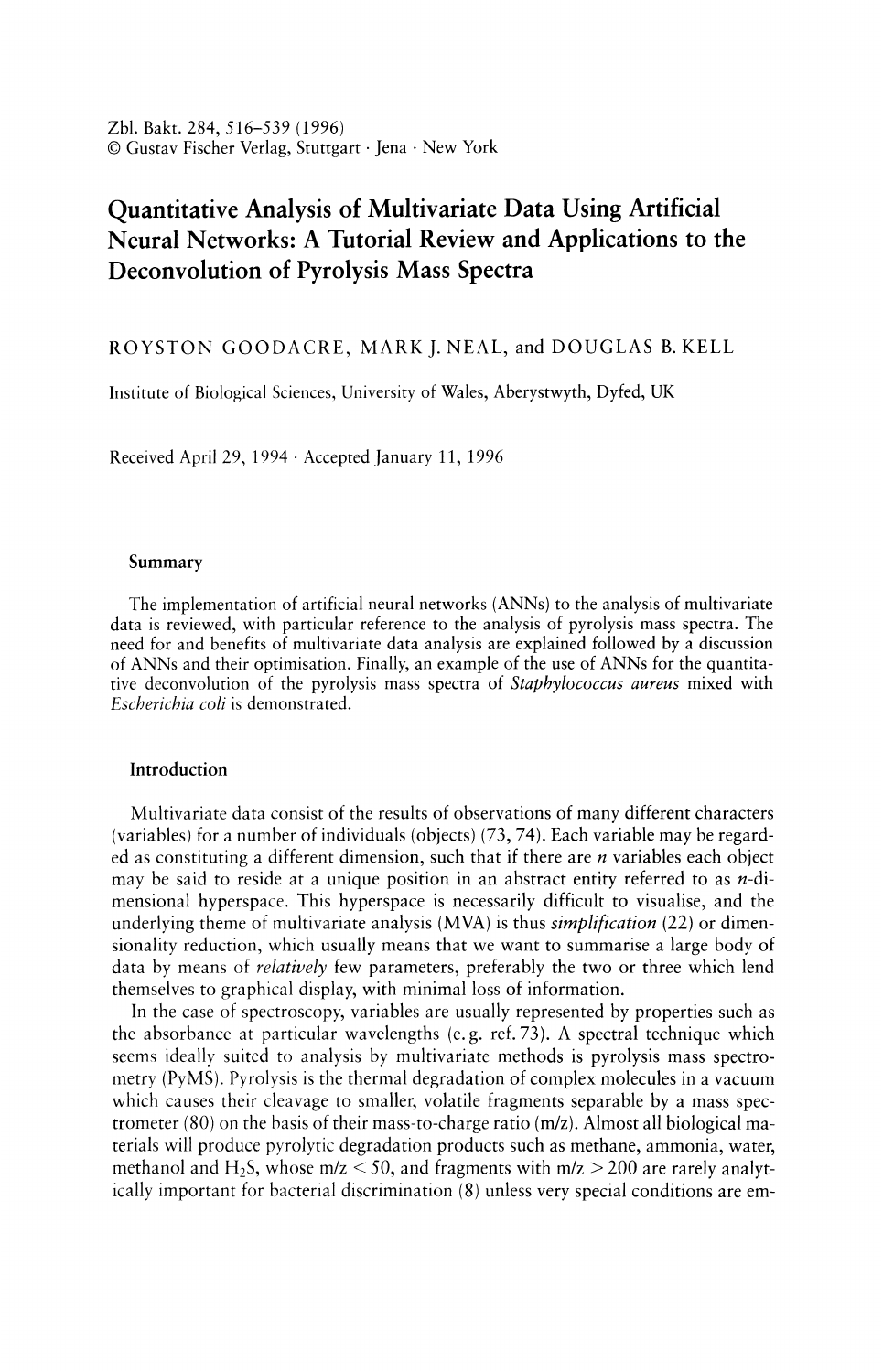Zbl. Bakt. 284, 516–539 (1996)
© Gustav Fischer Verlag, Stuttgart · Jena · New York

# Quantitative Analysis of Multivariate Data Using Artificial Neural Networks: A Tutorial Review and Applications to the Deconvolution of Pyrolysis Mass Spectra

ROYSTON GOODACRE, MARK J. NEAL, and DOUGLAS B. KELL

Institute of Biological Sciences, University of Wales, Aberystwyth, Dyfed, UK

Received April 29, 1994 · Accepted January 11, 1996

## Summary

The implementation of artificial neural networks (ANNs) to the analysis of multivariate data is reviewed, with particular reference to the analysis of pyrolysis mass spectra. The need for and benefits of multivariate data analysis are explained followed by a discussion of ANNs and their optimisation. Finally, an example of the use of ANNs for the quantitative deconvolution of the pyrolysis mass spectra of *Staphylococcus aureus* mixed with *Escherichia coli* is demonstrated.

## Introduction

Multivariate data consist of the results of observations of many different characters (variables) for a number of individuals (objects) (73, 74). Each variable may be regarded as constituting a different dimension, such that if there are *n* variables each object may be said to reside at a unique position in an abstract entity referred to as *n*-dimensional hyperspace. This hyperspace is necessarily difficult to visualise, and the underlying theme of multivariate analysis (MVA) is thus *simplification* (22) or dimensionality reduction, which usually means that we want to summarise a large body of data by means of *relatively* few parameters, preferably the two or three which lend themselves to graphical display, with minimal loss of information.

In the case of spectroscopy, variables are usually represented by properties such as the absorbance at particular wavelengths (e.g. ref. 73). A spectral technique which seems ideally suited to analysis by multivariate methods is pyrolysis mass spectrometry (PyMS). Pyrolysis is the thermal degradation of complex molecules in a vacuum which causes their cleavage to smaller, volatile fragments separable by a mass spectrometer (80) on the basis of their mass-to-charge ratio (m/z). Almost all biological materials will produce pyrolytic degradation products such as methane, ammonia, water, methanol and $H_2S$, whose m/z $< 50$, and fragments with m/z $> 200$ are rarely analytically important for bacterial discrimination (8) unless very special conditions are em-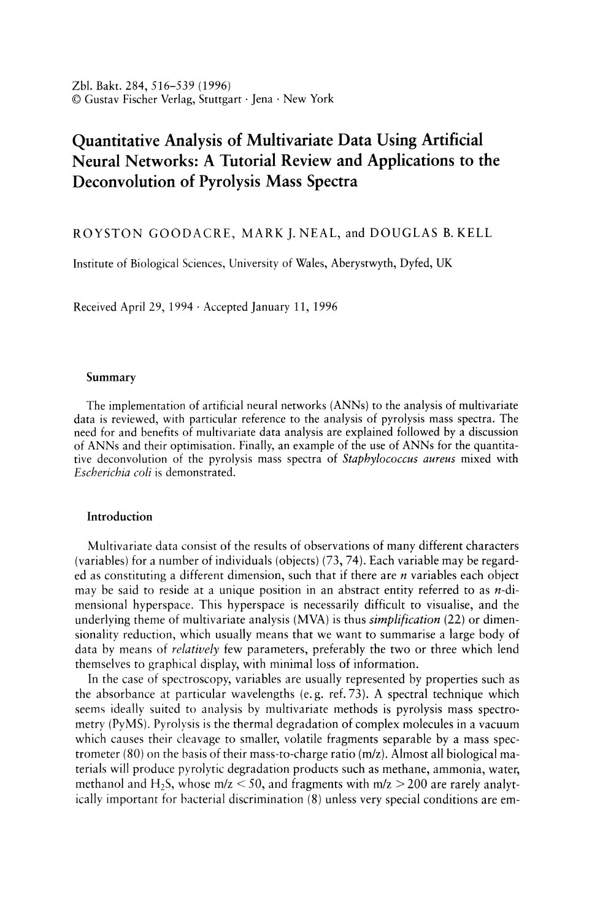Zbl. Bakt. 284, 516–539 (1996)
© Gustav Fischer Verlag, Stuttgart · Jena · New York

# Quantitative Analysis of Multivariate Data Using Artificial Neural Networks: A Tutorial Review and Applications to the Deconvolution of Pyrolysis Mass Spectra

ROYSTON GOODACRE, MARK J. NEAL, and DOUGLAS B. KELL

Institute of Biological Sciences, University of Wales, Aberystwyth, Dyfed, UK

Received April 29, 1994 · Accepted January 11, 1996

## Summary

The implementation of artificial neural networks (ANNs) to the analysis of multivariate data is reviewed, with particular reference to the analysis of pyrolysis mass spectra. The need for and benefits of multivariate data analysis are explained followed by a discussion of ANNs and their optimisation. Finally, an example of the use of ANNs for the quantitative deconvolution of the pyrolysis mass spectra of *Staphylococcus aureus* mixed with *Escherichia coli* is demonstrated.

## Introduction

Multivariate data consist of the results of observations of many different characters (variables) for a number of individuals (objects) (73, 74). Each variable may be regarded as constituting a different dimension, such that if there are *n* variables each object may be said to reside at a unique position in an abstract entity referred to as *n*-dimensional hyperspace. This hyperspace is necessarily difficult to visualise, and the underlying theme of multivariate analysis (MVA) is thus *simplification* (22) or dimensionality reduction, which usually means that we want to summarise a large body of data by means of *relatively* few parameters, preferably the two or three which lend themselves to graphical display, with minimal loss of information.

In the case of spectroscopy, variables are usually represented by properties such as the absorbance at particular wavelengths (e.g. ref. 73). A spectral technique which seems ideally suited to analysis by multivariate methods is pyrolysis mass spectrometry (PyMS). Pyrolysis is the thermal degradation of complex molecules in a vacuum which causes their cleavage to smaller, volatile fragments separable by a mass spectrometer (80) on the basis of their mass-to-charge ratio (m/z). Almost all biological materials will produce pyrolytic degradation products such as methane, ammonia, water, methanol and $H_2S$, whose m/z < 50, and fragments with m/z > 200 are rarely analytically important for bacterial discrimination (8) unless very special conditions are em-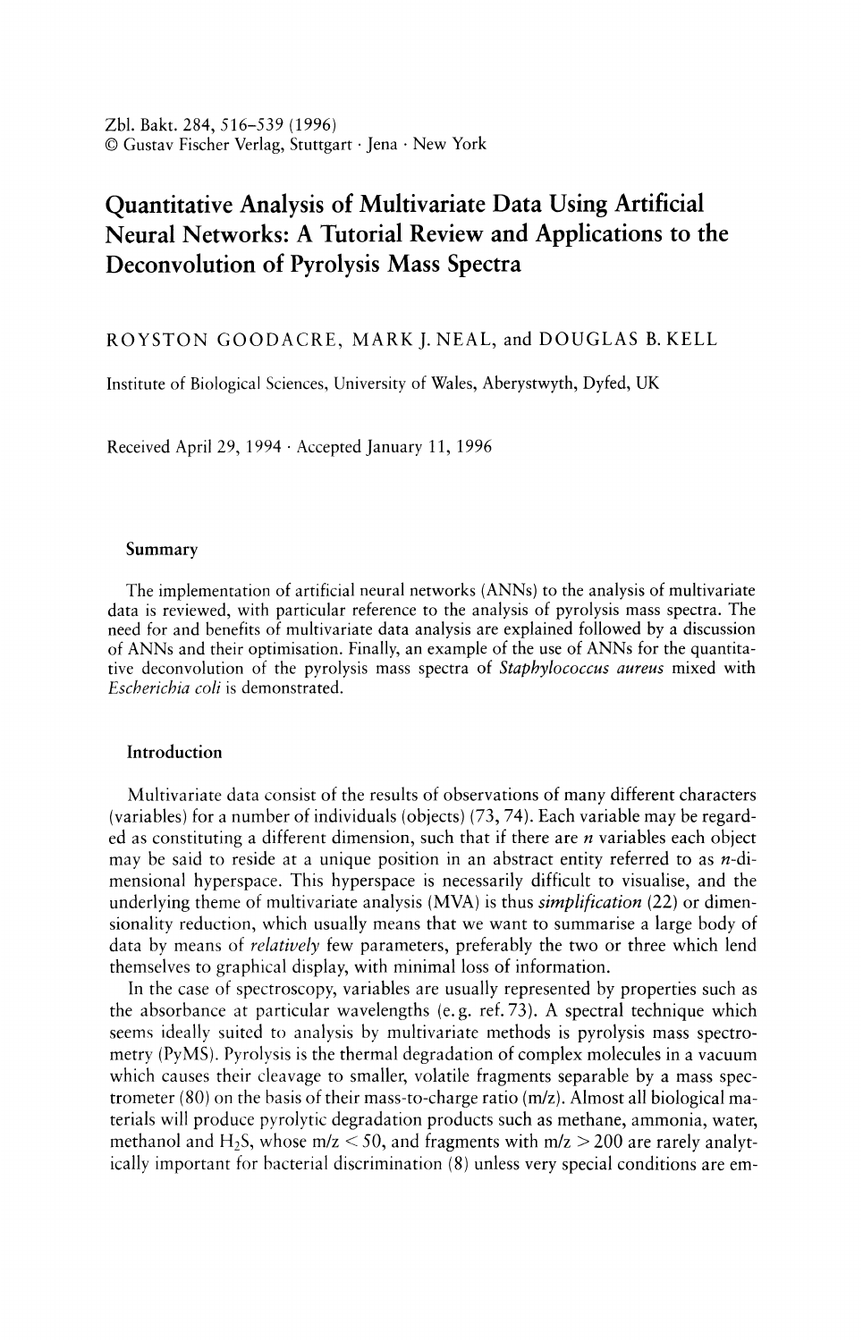Zbl. Bakt. 284, 516–539 (1996)
© Gustav Fischer Verlag, Stuttgart · Jena · New York

# Quantitative Analysis of Multivariate Data Using Artificial Neural Networks: A Tutorial Review and Applications to the Deconvolution of Pyrolysis Mass Spectra

ROYSTON GOODACRE, MARK J. NEAL, and DOUGLAS B. KELL

Institute of Biological Sciences, University of Wales, Aberystwyth, Dyfed, UK

Received April 29, 1994 · Accepted January 11, 1996

## Summary

The implementation of artificial neural networks (ANNs) to the analysis of multivariate data is reviewed, with particular reference to the analysis of pyrolysis mass spectra. The need for and benefits of multivariate data analysis are explained followed by a discussion of ANNs and their optimisation. Finally, an example of the use of ANNs for the quantitative deconvolution of the pyrolysis mass spectra of *Staphylococcus aureus* mixed with *Escherichia coli* is demonstrated.

## Introduction

Multivariate data consist of the results of observations of many different characters (variables) for a number of individuals (objects) (73, 74). Each variable may be regarded as constituting a different dimension, such that if there are *n* variables each object may be said to reside at a unique position in an abstract entity referred to as *n*-dimensional hyperspace. This hyperspace is necessarily difficult to visualise, and the underlying theme of multivariate analysis (MVA) is thus *simplification* (22) or dimensionality reduction, which usually means that we want to summarise a large body of data by means of *relatively* few parameters, preferably the two or three which lend themselves to graphical display, with minimal loss of information.

In the case of spectroscopy, variables are usually represented by properties such as the absorbance at particular wavelengths (e.g. ref. 73). A spectral technique which seems ideally suited to analysis by multivariate methods is pyrolysis mass spectrometry (PyMS). Pyrolysis is the thermal degradation of complex molecules in a vacuum which causes their cleavage to smaller, volatile fragments separable by a mass spectrometer (80) on the basis of their mass-to-charge ratio (m/z). Almost all biological materials will produce pyrolytic degradation products such as methane, ammonia, water, methanol and $H_2S$, whose m/z < 50, and fragments with m/z > 200 are rarely analytically important for bacterial discrimination (8) unless very special conditions are em-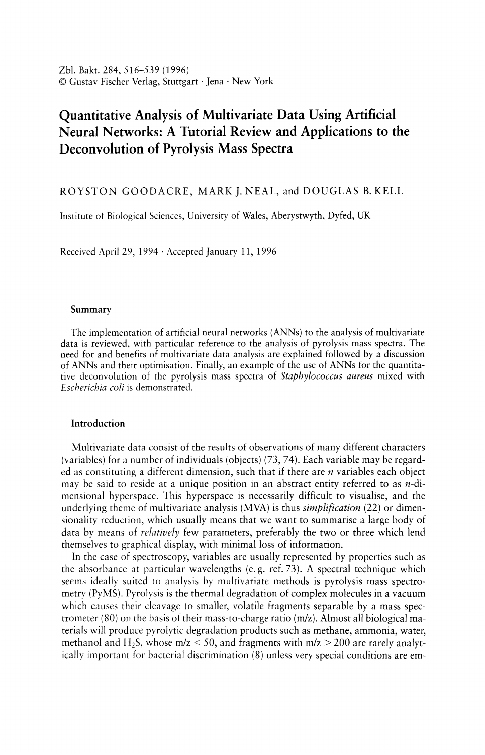Zbl. Bakt. 284, 516–539 (1996)
© Gustav Fischer Verlag, Stuttgart · Jena · New York

# Quantitative Analysis of Multivariate Data Using Artificial Neural Networks: A Tutorial Review and Applications to the Deconvolution of Pyrolysis Mass Spectra

ROYSTON GOODACRE, MARK J. NEAL, and DOUGLAS B. KELL

Institute of Biological Sciences, University of Wales, Aberystwyth, Dyfed, UK

Received April 29, 1994 · Accepted January 11, 1996

## Summary

The implementation of artificial neural networks (ANNs) to the analysis of multivariate data is reviewed, with particular reference to the analysis of pyrolysis mass spectra. The need for and benefits of multivariate data analysis are explained followed by a discussion of ANNs and their optimisation. Finally, an example of the use of ANNs for the quantitative deconvolution of the pyrolysis mass spectra of *Staphylococcus aureus* mixed with *Escherichia coli* is demonstrated.

## Introduction

Multivariate data consist of the results of observations of many different characters (variables) for a number of individuals (objects) (73, 74). Each variable may be regarded as constituting a different dimension, such that if there are *n* variables each object may be said to reside at a unique position in an abstract entity referred to as *n*-dimensional hyperspace. This hyperspace is necessarily difficult to visualise, and the underlying theme of multivariate analysis (MVA) is thus *simplification* (22) or dimensionality reduction, which usually means that we want to summarise a large body of data by means of *relatively* few parameters, preferably the two or three which lend themselves to graphical display, with minimal loss of information.

In the case of spectroscopy, variables are usually represented by properties such as the absorbance at particular wavelengths (e.g. ref. 73). A spectral technique which seems ideally suited to analysis by multivariate methods is pyrolysis mass spectrometry (PyMS). Pyrolysis is the thermal degradation of complex molecules in a vacuum which causes their cleavage to smaller, volatile fragments separable by a mass spectrometer (80) on the basis of their mass-to-charge ratio (m/z). Almost all biological materials will produce pyrolytic degradation products such as methane, ammonia, water, methanol and $H_2S$, whose m/z < 50, and fragments with m/z > 200 are rarely analytically important for bacterial discrimination (8) unless very special conditions are em-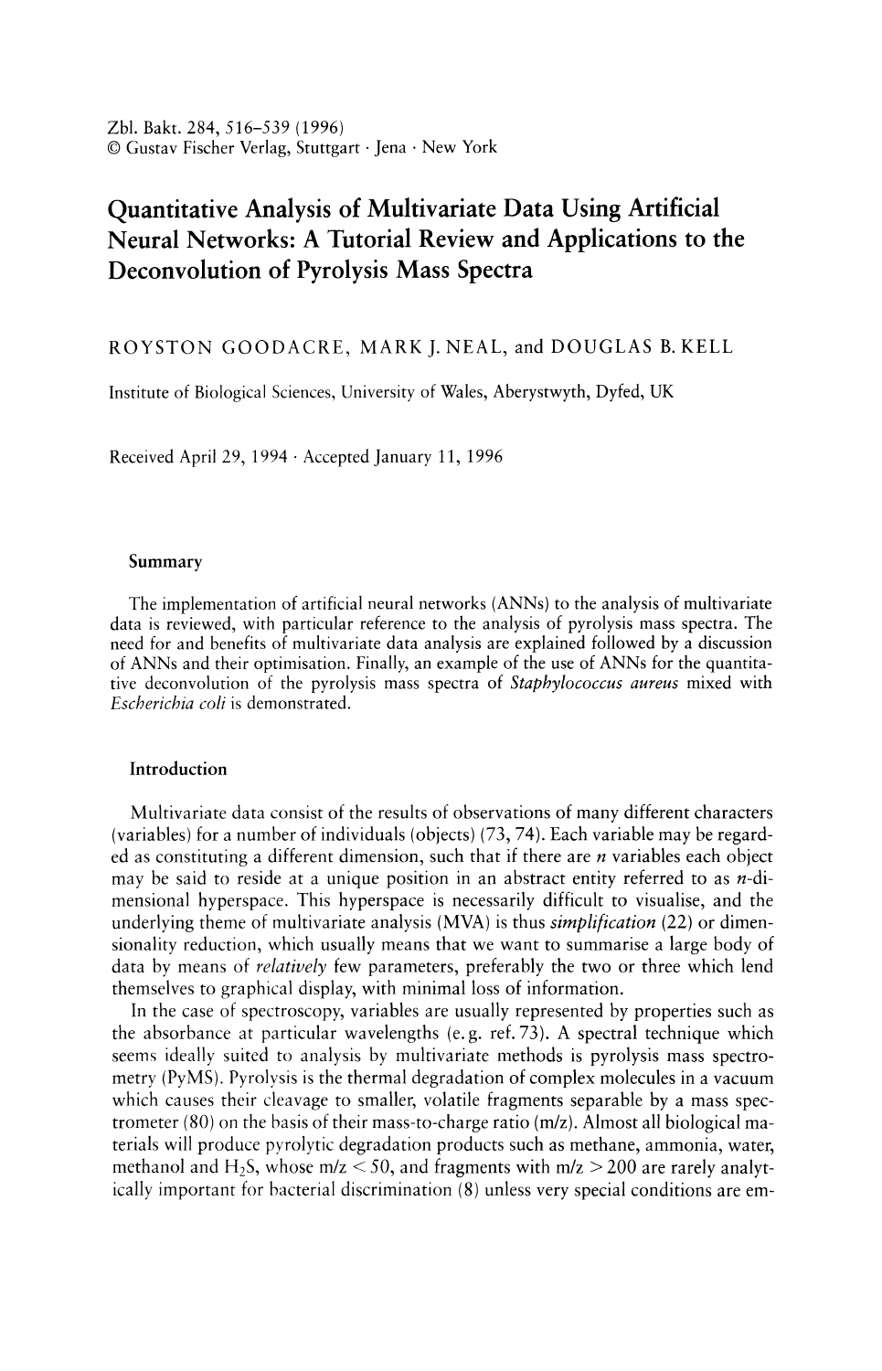Zbl. Bakt. 284, 516–539 (1996)
© Gustav Fischer Verlag, Stuttgart · Jena · New York

# Quantitative Analysis of Multivariate Data Using Artificial Neural Networks: A Tutorial Review and Applications to the Deconvolution of Pyrolysis Mass Spectra

ROYSTON GOODACRE, MARK J. NEAL, and DOUGLAS B. KELL

Institute of Biological Sciences, University of Wales, Aberystwyth, Dyfed, UK

Received April 29, 1994 · Accepted January 11, 1996

## Summary

The implementation of artificial neural networks (ANNs) to the analysis of multivariate data is reviewed, with particular reference to the analysis of pyrolysis mass spectra. The need for and benefits of multivariate data analysis are explained followed by a discussion of ANNs and their optimisation. Finally, an example of the use of ANNs for the quantitative deconvolution of the pyrolysis mass spectra of *Staphylococcus aureus* mixed with *Escherichia coli* is demonstrated.

## Introduction

Multivariate data consist of the results of observations of many different characters (variables) for a number of individuals (objects) (73, 74). Each variable may be regarded as constituting a different dimension, such that if there are *n* variables each object may be said to reside at a unique position in an abstract entity referred to as *n*-dimensional hyperspace. This hyperspace is necessarily difficult to visualise, and the underlying theme of multivariate analysis (MVA) is thus *simplification* (22) or dimensionality reduction, which usually means that we want to summarise a large body of data by means of *relatively* few parameters, preferably the two or three which lend themselves to graphical display, with minimal loss of information.

In the case of spectroscopy, variables are usually represented by properties such as the absorbance at particular wavelengths (e.g. ref. 73). A spectral technique which seems ideally suited to analysis by multivariate methods is pyrolysis mass spectrometry (PyMS). Pyrolysis is the thermal degradation of complex molecules in a vacuum which causes their cleavage to smaller, volatile fragments separable by a mass spectrometer (80) on the basis of their mass-to-charge ratio (m/z). Almost all biological materials will produce pyrolytic degradation products such as methane, ammonia, water, methanol and $H_2S$, whose m/z < 50, and fragments with m/z > 200 are rarely analytically important for bacterial discrimination (8) unless very special conditions are em-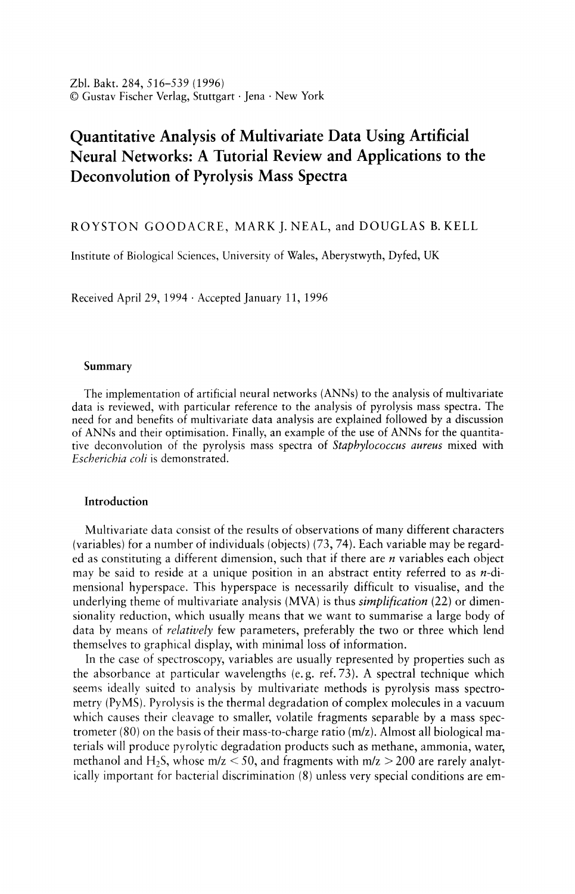Zbl. Bakt. 284, 516–539 (1996)
© Gustav Fischer Verlag, Stuttgart · Jena · New York

# Quantitative Analysis of Multivariate Data Using Artificial Neural Networks: A Tutorial Review and Applications to the Deconvolution of Pyrolysis Mass Spectra

ROYSTON GOODACRE, MARK J. NEAL, and DOUGLAS B. KELL

Institute of Biological Sciences, University of Wales, Aberystwyth, Dyfed, UK

Received April 29, 1994 · Accepted January 11, 1996

## Summary

The implementation of artificial neural networks (ANNs) to the analysis of multivariate data is reviewed, with particular reference to the analysis of pyrolysis mass spectra. The need for and benefits of multivariate data analysis are explained followed by a discussion of ANNs and their optimisation. Finally, an example of the use of ANNs for the quantitative deconvolution of the pyrolysis mass spectra of *Staphylococcus aureus* mixed with *Escherichia coli* is demonstrated.

## Introduction

Multivariate data consist of the results of observations of many different characters (variables) for a number of individuals (objects) (73, 74). Each variable may be regarded as constituting a different dimension, such that if there are *n* variables each object may be said to reside at a unique position in an abstract entity referred to as *n*-dimensional hyperspace. This hyperspace is necessarily difficult to visualise, and the underlying theme of multivariate analysis (MVA) is thus *simplification* (22) or dimensionality reduction, which usually means that we want to summarise a large body of data by means of *relatively* few parameters, preferably the two or three which lend themselves to graphical display, with minimal loss of information.

In the case of spectroscopy, variables are usually represented by properties such as the absorbance at particular wavelengths (e.g. ref. 73). A spectral technique which seems ideally suited to analysis by multivariate methods is pyrolysis mass spectrometry (PyMS). Pyrolysis is the thermal degradation of complex molecules in a vacuum which causes their cleavage to smaller, volatile fragments separable by a mass spectrometer (80) on the basis of their mass-to-charge ratio (m/z). Almost all biological materials will produce pyrolytic degradation products such as methane, ammonia, water, methanol and $H_2S$, whose m/z < 50, and fragments with m/z > 200 are rarely analytically important for bacterial discrimination (8) unless very special conditions are em-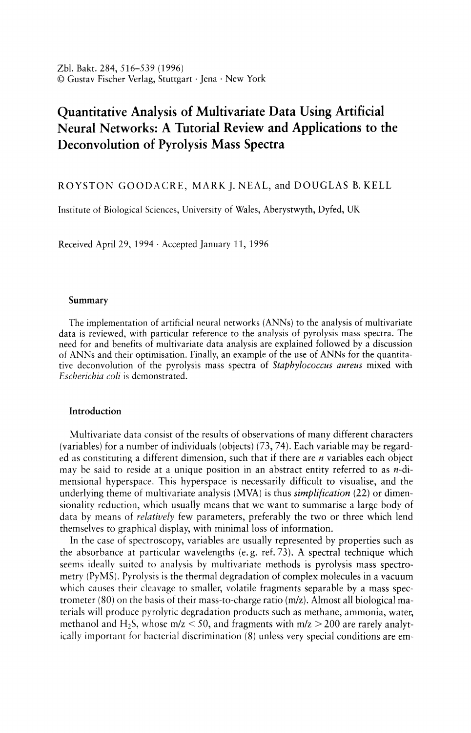Zbl. Bakt. 284, 516–539 (1996)
© Gustav Fischer Verlag, Stuttgart · Jena · New York

# Quantitative Analysis of Multivariate Data Using Artificial Neural Networks: A Tutorial Review and Applications to the Deconvolution of Pyrolysis Mass Spectra

ROYSTON GOODACRE, MARK J. NEAL, and DOUGLAS B. KELL

Institute of Biological Sciences, University of Wales, Aberystwyth, Dyfed, UK

Received April 29, 1994 · Accepted January 11, 1996

## Summary

The implementation of artificial neural networks (ANNs) to the analysis of multivariate data is reviewed, with particular reference to the analysis of pyrolysis mass spectra. The need for and benefits of multivariate data analysis are explained followed by a discussion of ANNs and their optimisation. Finally, an example of the use of ANNs for the quantitative deconvolution of the pyrolysis mass spectra of *Staphylococcus aureus* mixed with *Escherichia coli* is demonstrated.

## Introduction

Multivariate data consist of the results of observations of many different characters (variables) for a number of individuals (objects) (73, 74). Each variable may be regarded as constituting a different dimension, such that if there are *n* variables each object may be said to reside at a unique position in an abstract entity referred to as *n*-dimensional hyperspace. This hyperspace is necessarily difficult to visualise, and the underlying theme of multivariate analysis (MVA) is thus *simplification* (22) or dimensionality reduction, which usually means that we want to summarise a large body of data by means of *relatively* few parameters, preferably the two or three which lend themselves to graphical display, with minimal loss of information.

In the case of spectroscopy, variables are usually represented by properties such as the absorbance at particular wavelengths (e.g. ref. 73). A spectral technique which seems ideally suited to analysis by multivariate methods is pyrolysis mass spectrometry (PyMS). Pyrolysis is the thermal degradation of complex molecules in a vacuum which causes their cleavage to smaller, volatile fragments separable by a mass spectrometer (80) on the basis of their mass-to-charge ratio (m/z). Almost all biological materials will produce pyrolytic degradation products such as methane, ammonia, water, methanol and $H_2S$, whose m/z < 50, and fragments with m/z > 200 are rarely analytically important for bacterial discrimination (8) unless very special conditions are em-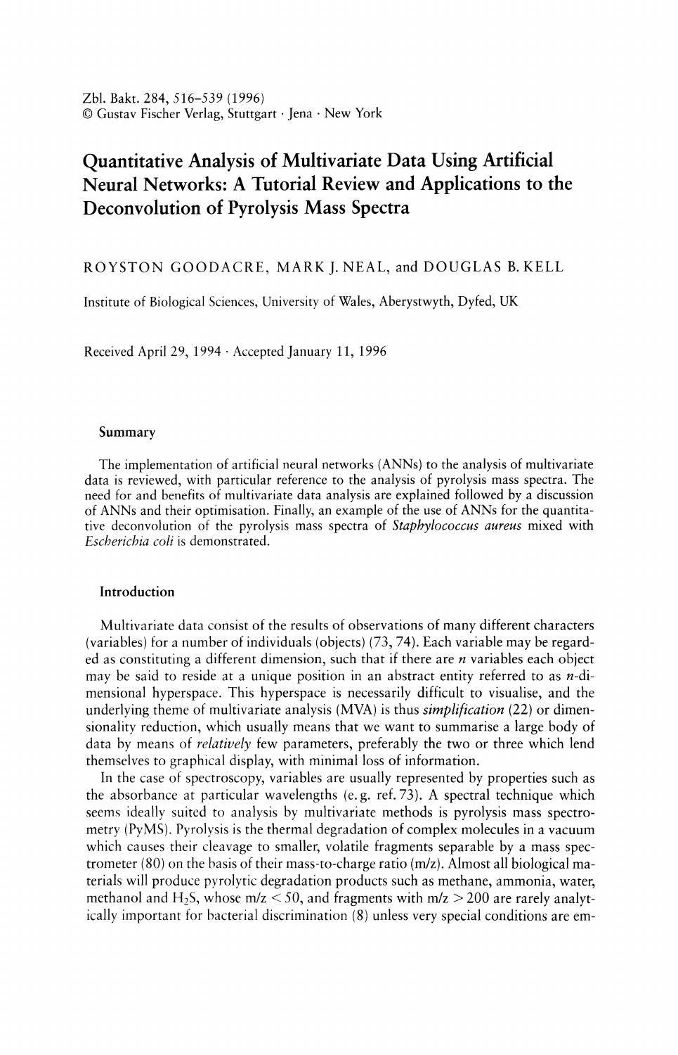Zbl. Bakt. 284, 516–539 (1996)
© Gustav Fischer Verlag, Stuttgart · Jena · New York

# Quantitative Analysis of Multivariate Data Using Artificial Neural Networks: A Tutorial Review and Applications to the Deconvolution of Pyrolysis Mass Spectra

ROYSTON GOODACRE, MARK J. NEAL, and DOUGLAS B. KELL

Institute of Biological Sciences, University of Wales, Aberystwyth, Dyfed, UK

Received April 29, 1994 · Accepted January 11, 1996

## Summary

The implementation of artificial neural networks (ANNs) to the analysis of multivariate data is reviewed, with particular reference to the analysis of pyrolysis mass spectra. The need for and benefits of multivariate data analysis are explained followed by a discussion of ANNs and their optimisation. Finally, an example of the use of ANNs for the quantitative deconvolution of the pyrolysis mass spectra of *Staphylococcus aureus* mixed with *Escherichia coli* is demonstrated.

## Introduction

Multivariate data consist of the results of observations of many different characters (variables) for a number of individuals (objects) (73, 74). Each variable may be regarded as constituting a different dimension, such that if there are *n* variables each object may be said to reside at a unique position in an abstract entity referred to as *n*-dimensional hyperspace. This hyperspace is necessarily difficult to visualise, and the underlying theme of multivariate analysis (MVA) is thus *simplification* (22) or dimensionality reduction, which usually means that we want to summarise a large body of data by means of *relatively* few parameters, preferably the two or three which lend themselves to graphical display, with minimal loss of information.

In the case of spectroscopy, variables are usually represented by properties such as the absorbance at particular wavelengths (e.g. ref. 73). A spectral technique which seems ideally suited to analysis by multivariate methods is pyrolysis mass spectrometry (PyMS). Pyrolysis is the thermal degradation of complex molecules in a vacuum which causes their cleavage to smaller, volatile fragments separable by a mass spectrometer (80) on the basis of their mass-to-charge ratio (m/z). Almost all biological materials will produce pyrolytic degradation products such as methane, ammonia, water, methanol and $H_2S$, whose m/z < 50, and fragments with m/z > 200 are rarely analytically important for bacterial discrimination (8) unless very special conditions are em-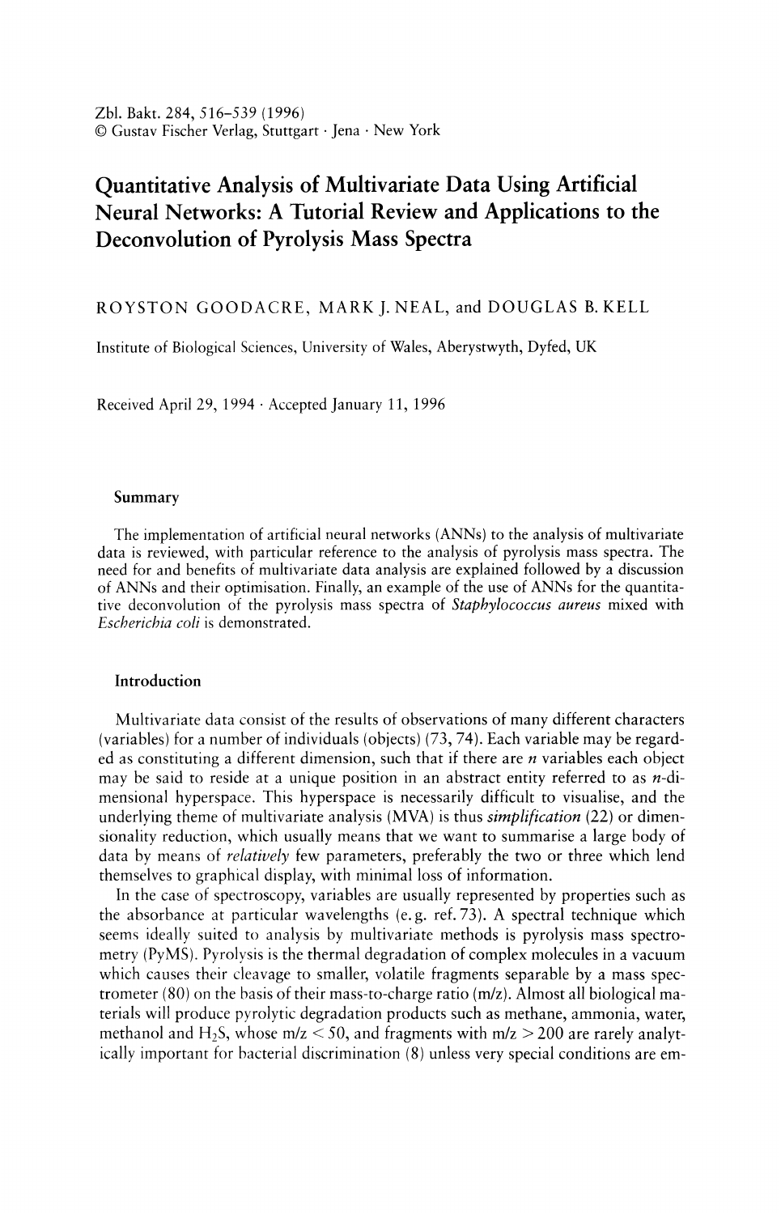Zbl. Bakt. 284, 516–539 (1996)
© Gustav Fischer Verlag, Stuttgart · Jena · New York

# Quantitative Analysis of Multivariate Data Using Artificial Neural Networks: A Tutorial Review and Applications to the Deconvolution of Pyrolysis Mass Spectra

ROYSTON GOODACRE, MARK J. NEAL, and DOUGLAS B. KELL

Institute of Biological Sciences, University of Wales, Aberystwyth, Dyfed, UK

Received April 29, 1994 · Accepted January 11, 1996

## Summary

The implementation of artificial neural networks (ANNs) to the analysis of multivariate data is reviewed, with particular reference to the analysis of pyrolysis mass spectra. The need for and benefits of multivariate data analysis are explained followed by a discussion of ANNs and their optimisation. Finally, an example of the use of ANNs for the quantitative deconvolution of the pyrolysis mass spectra of *Staphylococcus aureus* mixed with *Escherichia coli* is demonstrated.

## Introduction

Multivariate data consist of the results of observations of many different characters (variables) for a number of individuals (objects) (73, 74). Each variable may be regarded as constituting a different dimension, such that if there are *n* variables each object may be said to reside at a unique position in an abstract entity referred to as *n*-dimensional hyperspace. This hyperspace is necessarily difficult to visualise, and the underlying theme of multivariate analysis (MVA) is thus *simplification* (22) or dimensionality reduction, which usually means that we want to summarise a large body of data by means of *relatively* few parameters, preferably the two or three which lend themselves to graphical display, with minimal loss of information.

In the case of spectroscopy, variables are usually represented by properties such as the absorbance at particular wavelengths (e.g. ref. 73). A spectral technique which seems ideally suited to analysis by multivariate methods is pyrolysis mass spectrometry (PyMS). Pyrolysis is the thermal degradation of complex molecules in a vacuum which causes their cleavage to smaller, volatile fragments separable by a mass spectrometer (80) on the basis of their mass-to-charge ratio (m/z). Almost all biological materials will produce pyrolytic degradation products such as methane, ammonia, water, methanol and $H_2S$, whose m/z < 50, and fragments with m/z > 200 are rarely analytically important for bacterial discrimination (8) unless very special conditions are em-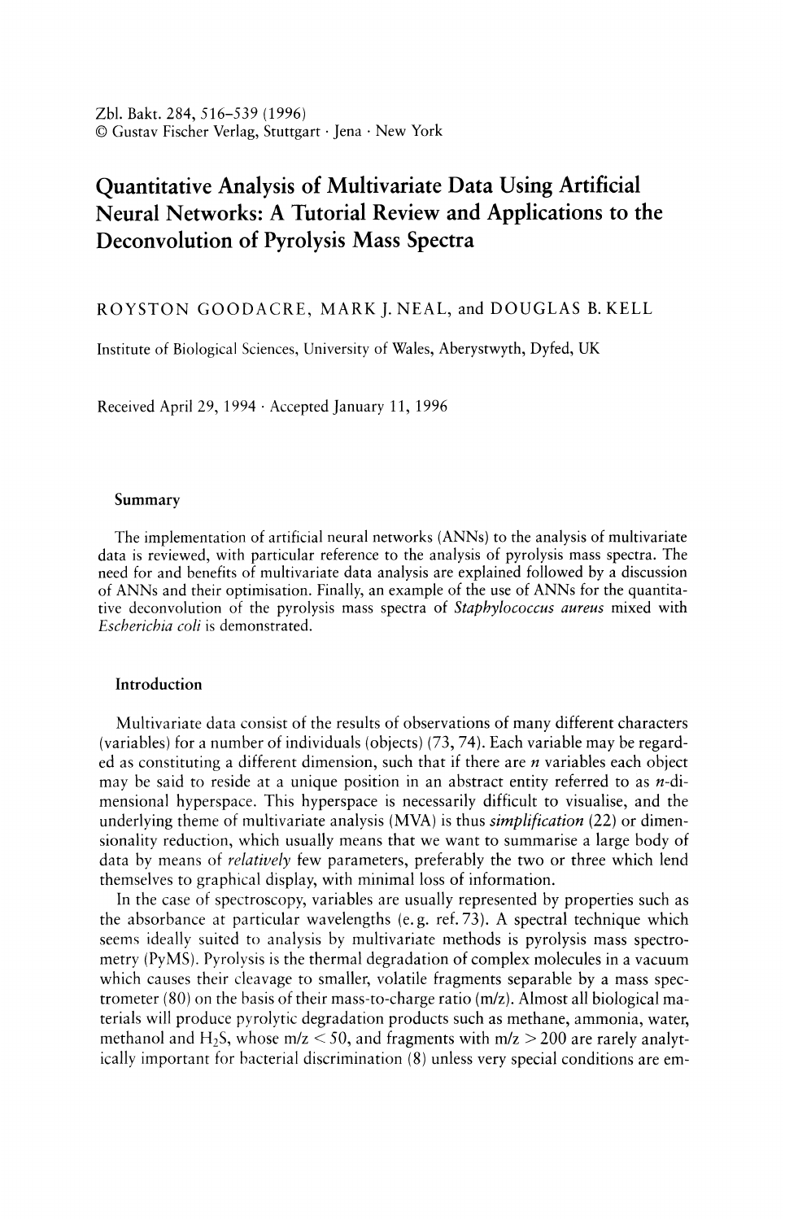Zbl. Bakt. 284, 516–539 (1996)
© Gustav Fischer Verlag, Stuttgart · Jena · New York

# Quantitative Analysis of Multivariate Data Using Artificial Neural Networks: A Tutorial Review and Applications to the Deconvolution of Pyrolysis Mass Spectra

ROYSTON GOODACRE, MARK J. NEAL, and DOUGLAS B. KELL

Institute of Biological Sciences, University of Wales, Aberystwyth, Dyfed, UK

Received April 29, 1994 · Accepted January 11, 1996

## Summary

The implementation of artificial neural networks (ANNs) to the analysis of multivariate data is reviewed, with particular reference to the analysis of pyrolysis mass spectra. The need for and benefits of multivariate data analysis are explained followed by a discussion of ANNs and their optimisation. Finally, an example of the use of ANNs for the quantitative deconvolution of the pyrolysis mass spectra of *Staphylococcus aureus* mixed with *Escherichia coli* is demonstrated.

## Introduction

Multivariate data consist of the results of observations of many different characters (variables) for a number of individuals (objects) (73, 74). Each variable may be regarded as constituting a different dimension, such that if there are *n* variables each object may be said to reside at a unique position in an abstract entity referred to as *n*-dimensional hyperspace. This hyperspace is necessarily difficult to visualise, and the underlying theme of multivariate analysis (MVA) is thus *simplification* (22) or dimensionality reduction, which usually means that we want to summarise a large body of data by means of *relatively* few parameters, preferably the two or three which lend themselves to graphical display, with minimal loss of information.

In the case of spectroscopy, variables are usually represented by properties such as the absorbance at particular wavelengths (e.g. ref. 73). A spectral technique which seems ideally suited to analysis by multivariate methods is pyrolysis mass spectrometry (PyMS). Pyrolysis is the thermal degradation of complex molecules in a vacuum which causes their cleavage to smaller, volatile fragments separable by a mass spectrometer (80) on the basis of their mass-to-charge ratio (m/z). Almost all biological materials will produce pyrolytic degradation products such as methane, ammonia, water, methanol and $H_2S$, whose m/z < 50, and fragments with m/z > 200 are rarely analytically important for bacterial discrimination (8) unless very special conditions are em-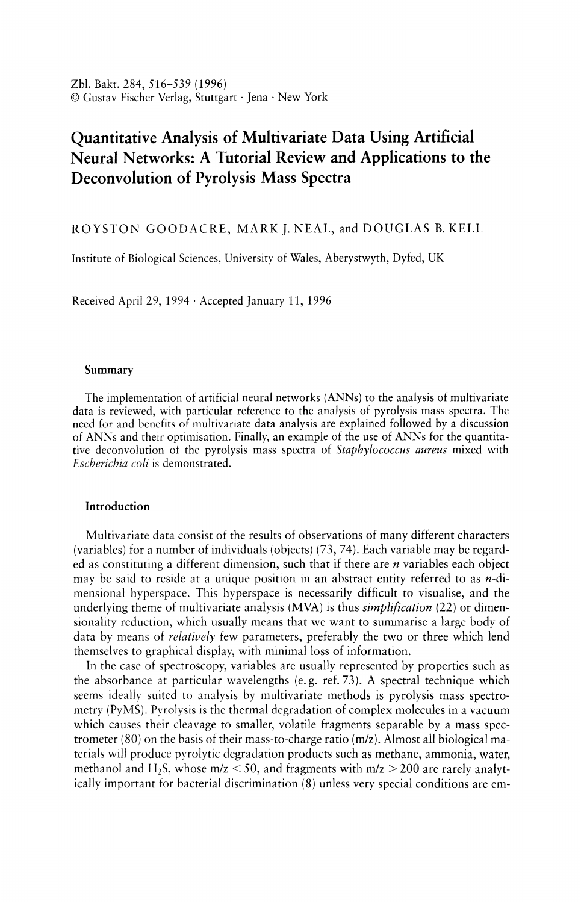Zbl. Bakt. 284, 516–539 (1996)
© Gustav Fischer Verlag, Stuttgart · Jena · New York

# Quantitative Analysis of Multivariate Data Using Artificial Neural Networks: A Tutorial Review and Applications to the Deconvolution of Pyrolysis Mass Spectra

ROYSTON GOODACRE, MARK J. NEAL, and DOUGLAS B. KELL

Institute of Biological Sciences, University of Wales, Aberystwyth, Dyfed, UK

Received April 29, 1994 · Accepted January 11, 1996

## Summary

The implementation of artificial neural networks (ANNs) to the analysis of multivariate data is reviewed, with particular reference to the analysis of pyrolysis mass spectra. The need for and benefits of multivariate data analysis are explained followed by a discussion of ANNs and their optimisation. Finally, an example of the use of ANNs for the quantitative deconvolution of the pyrolysis mass spectra of *Staphylococcus aureus* mixed with *Escherichia coli* is demonstrated.

## Introduction

Multivariate data consist of the results of observations of many different characters (variables) for a number of individuals (objects) (73, 74). Each variable may be regarded as constituting a different dimension, such that if there are *n* variables each object may be said to reside at a unique position in an abstract entity referred to as *n*-dimensional hyperspace. This hyperspace is necessarily difficult to visualise, and the underlying theme of multivariate analysis (MVA) is thus *simplification* (22) or dimensionality reduction, which usually means that we want to summarise a large body of data by means of *relatively* few parameters, preferably the two or three which lend themselves to graphical display, with minimal loss of information.

In the case of spectroscopy, variables are usually represented by properties such as the absorbance at particular wavelengths (e.g. ref. 73). A spectral technique which seems ideally suited to analysis by multivariate methods is pyrolysis mass spectrometry (PyMS). Pyrolysis is the thermal degradation of complex molecules in a vacuum which causes their cleavage to smaller, volatile fragments separable by a mass spectrometer (80) on the basis of their mass-to-charge ratio (m/z). Almost all biological materials will produce pyrolytic degradation products such as methane, ammonia, water, methanol and $H_2S$, whose m/z < 50, and fragments with m/z > 200 are rarely analytically important for bacterial discrimination (8) unless very special conditions are em-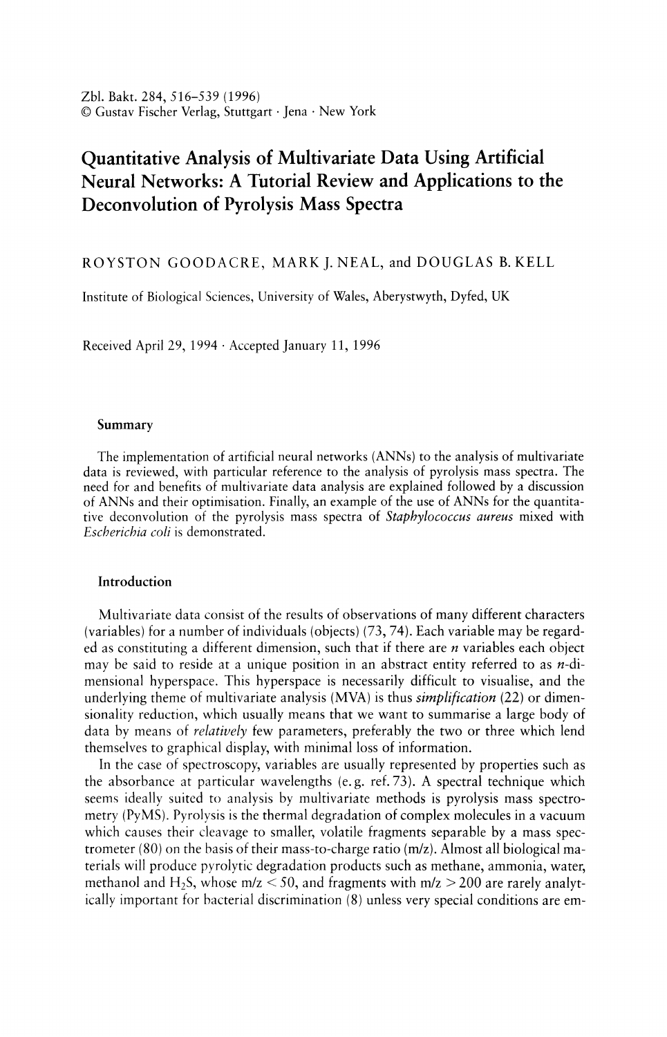# Quantitative Analysis of Multivariate Data Using Artificial Neural Networks: A Tutorial Review and Applications to the Deconvolution of Pyrolysis Mass Spectra

ROYSTON GOODACRE, MARK J. NEAL, and DOUGLAS B. KELL

Institute of Biological Sciences, University of Wales, Aberystwyth, Dyfed, UK

Received April 29, 1994 · Accepted January 11, 1996

## Summary

The implementation of artificial neural networks (ANNs) to the analysis of multivariate data is reviewed, with particular reference to the analysis of pyrolysis mass spectra. The need for and benefits of multivariate data analysis are explained followed by a discussion of ANNs and their optimisation. Finally, an example of the use of ANNs for the quantitative deconvolution of the pyrolysis mass spectra of *Staphylococcus aureus* mixed with *Escherichia coli* is demonstrated.

## Introduction

Multivariate data consist of the results of observations of many different characters (variables) for a number of individuals (objects) (73, 74). Each variable may be regarded as constituting a different dimension, such that if there are *n* variables each object may be said to reside at a unique position in an abstract entity referred to as *n*-dimensional hyperspace. This hyperspace is necessarily difficult to visualise, and the underlying theme of multivariate analysis (MVA) is thus *simplification* (22) or dimensionality reduction, which usually means that we want to summarise a large body of data by means of *relatively* few parameters, preferably the two or three which lend themselves to graphical display, with minimal loss of information.

In the case of spectroscopy, variables are usually represented by properties such as the absorbance at particular wavelengths (e.g. ref. 73). A spectral technique which seems ideally suited to analysis by multivariate methods is pyrolysis mass spectrometry (PyMS). Pyrolysis is the thermal degradation of complex molecules in a vacuum which causes their cleavage to smaller, volatile fragments separable by a mass spectrometer (80) on the basis of their mass-to-charge ratio (m/z). Almost all biological materials will produce pyrolytic degradation products such as methane, ammonia, water, methanol and $H_2S$, whose m/z < 50, and fragments with m/z > 200 are rarely analytically important for bacterial discrimination (8) unless very special conditions are em-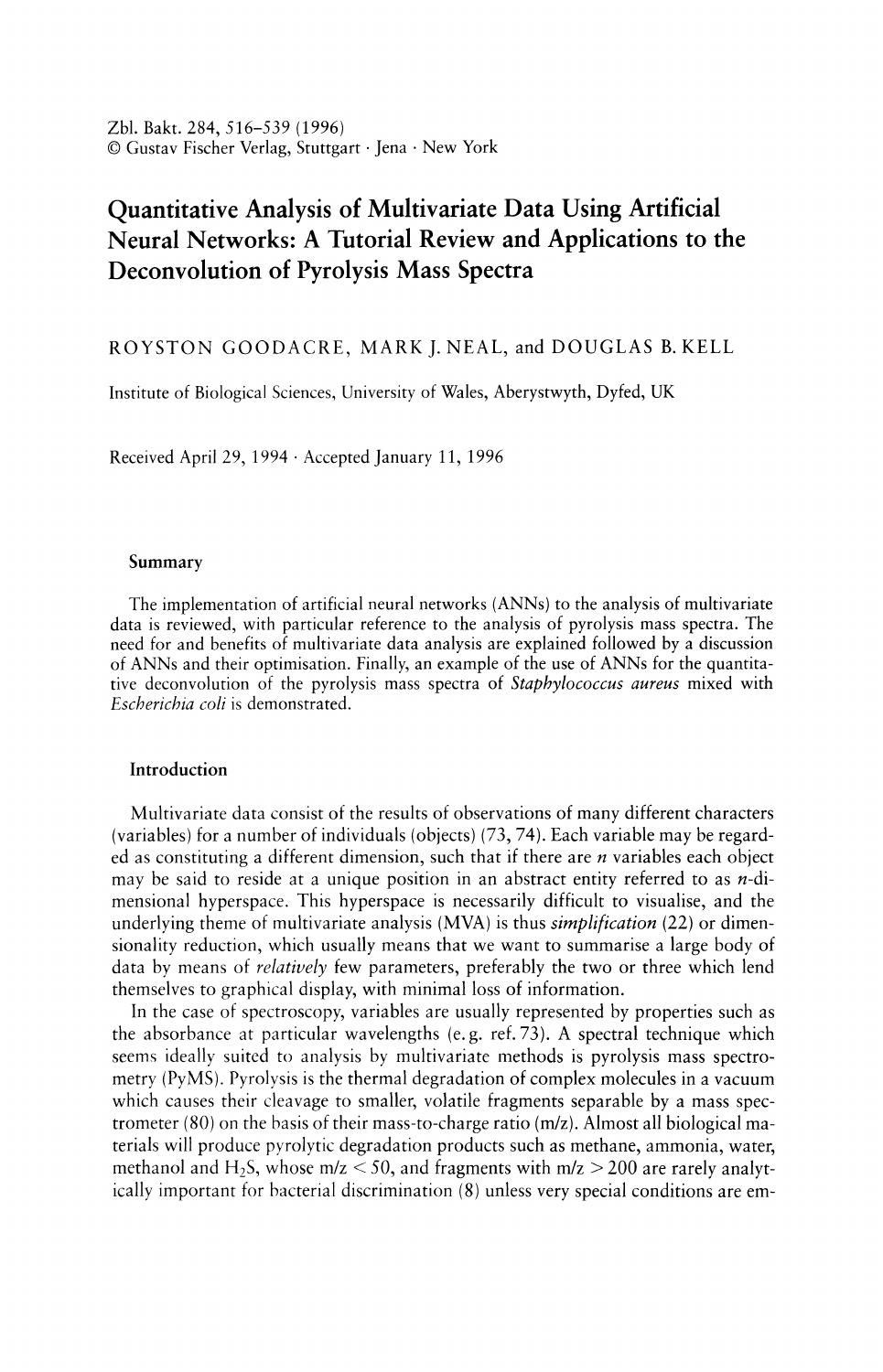Zbl. Bakt. 284, 516–539 (1996)
© Gustav Fischer Verlag, Stuttgart · Jena · New York

# Quantitative Analysis of Multivariate Data Using Artificial Neural Networks: A Tutorial Review and Applications to the Deconvolution of Pyrolysis Mass Spectra

ROYSTON GOODACRE, MARK J. NEAL, and DOUGLAS B. KELL

Institute of Biological Sciences, University of Wales, Aberystwyth, Dyfed, UK

Received April 29, 1994 · Accepted January 11, 1996

## Summary

The implementation of artificial neural networks (ANNs) to the analysis of multivariate data is reviewed, with particular reference to the analysis of pyrolysis mass spectra. The need for and benefits of multivariate data analysis are explained followed by a discussion of ANNs and their optimisation. Finally, an example of the use of ANNs for the quantitative deconvolution of the pyrolysis mass spectra of *Staphylococcus aureus* mixed with *Escherichia coli* is demonstrated.

## Introduction

Multivariate data consist of the results of observations of many different characters (variables) for a number of individuals (objects) (73, 74). Each variable may be regarded as constituting a different dimension, such that if there are *n* variables each object may be said to reside at a unique position in an abstract entity referred to as *n*-dimensional hyperspace. This hyperspace is necessarily difficult to visualise, and the underlying theme of multivariate analysis (MVA) is thus *simplification* (22) or dimensionality reduction, which usually means that we want to summarise a large body of data by means of *relatively* few parameters, preferably the two or three which lend themselves to graphical display, with minimal loss of information.

In the case of spectroscopy, variables are usually represented by properties such as the absorbance at particular wavelengths (e.g. ref. 73). A spectral technique which seems ideally suited to analysis by multivariate methods is pyrolysis mass spectrometry (PyMS). Pyrolysis is the thermal degradation of complex molecules in a vacuum which causes their cleavage to smaller, volatile fragments separable by a mass spectrometer (80) on the basis of their mass-to-charge ratio (m/z). Almost all biological materials will produce pyrolytic degradation products such as methane, ammonia, water, methanol and $H_2S$, whose m/z < 50, and fragments with m/z > 200 are rarely analytically important for bacterial discrimination (8) unless very special conditions are em-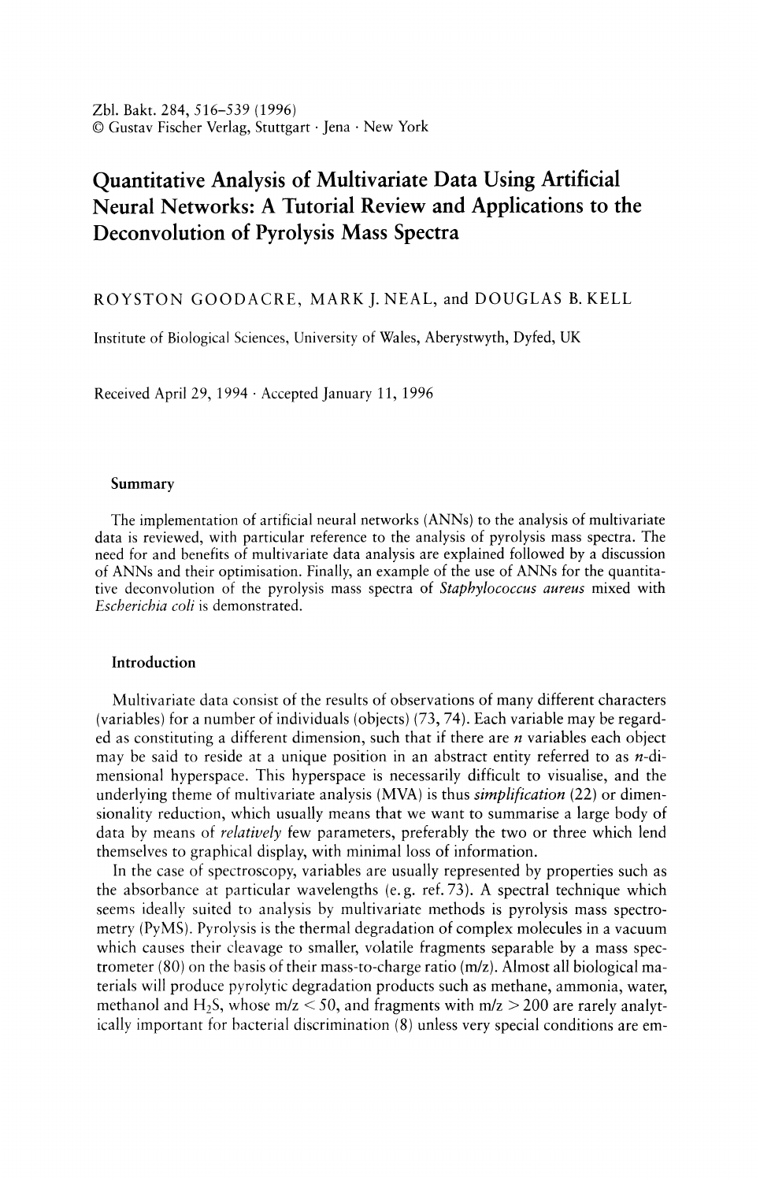Zbl. Bakt. 284, 516–539 (1996)
© Gustav Fischer Verlag, Stuttgart · Jena · New York

# Quantitative Analysis of Multivariate Data Using Artificial Neural Networks: A Tutorial Review and Applications to the Deconvolution of Pyrolysis Mass Spectra

ROYSTON GOODACRE, MARK J. NEAL, and DOUGLAS B. KELL

Institute of Biological Sciences, University of Wales, Aberystwyth, Dyfed, UK

Received April 29, 1994 · Accepted January 11, 1996

## Summary

The implementation of artificial neural networks (ANNs) to the analysis of multivariate data is reviewed, with particular reference to the analysis of pyrolysis mass spectra. The need for and benefits of multivariate data analysis are explained followed by a discussion of ANNs and their optimisation. Finally, an example of the use of ANNs for the quantitative deconvolution of the pyrolysis mass spectra of *Staphylococcus aureus* mixed with *Escherichia coli* is demonstrated.

## Introduction

Multivariate data consist of the results of observations of many different characters (variables) for a number of individuals (objects) (73, 74). Each variable may be regarded as constituting a different dimension, such that if there are *n* variables each object may be said to reside at a unique position in an abstract entity referred to as *n*-dimensional hyperspace. This hyperspace is necessarily difficult to visualise, and the underlying theme of multivariate analysis (MVA) is thus *simplification* (22) or dimensionality reduction, which usually means that we want to summarise a large body of data by means of *relatively* few parameters, preferably the two or three which lend themselves to graphical display, with minimal loss of information.

In the case of spectroscopy, variables are usually represented by properties such as the absorbance at particular wavelengths (e.g. ref. 73). A spectral technique which seems ideally suited to analysis by multivariate methods is pyrolysis mass spectrometry (PyMS). Pyrolysis is the thermal degradation of complex molecules in a vacuum which causes their cleavage to smaller, volatile fragments separable by a mass spectrometer (80) on the basis of their mass-to-charge ratio (m/z). Almost all biological materials will produce pyrolytic degradation products such as methane, ammonia, water, methanol and $H_2S$, whose m/z < 50, and fragments with m/z > 200 are rarely analytically important for bacterial discrimination (8) unless very special conditions are em-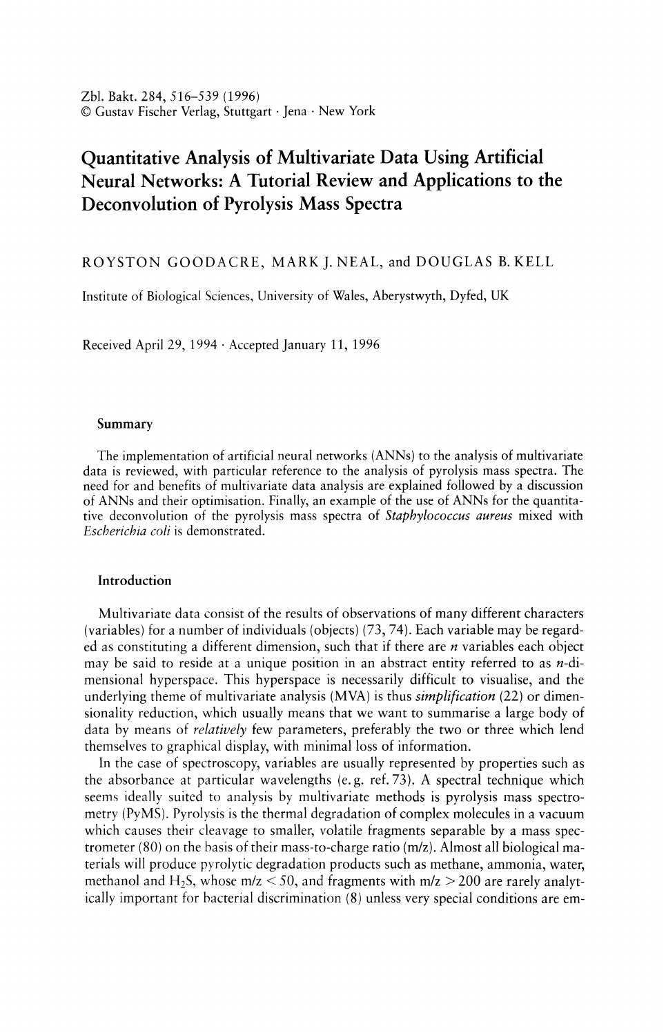Zbl. Bakt. 284, 516–539 (1996)
© Gustav Fischer Verlag, Stuttgart · Jena · New York

# Quantitative Analysis of Multivariate Data Using Artificial Neural Networks: A Tutorial Review and Applications to the Deconvolution of Pyrolysis Mass Spectra

ROYSTON GOODACRE, MARK J. NEAL, and DOUGLAS B. KELL

Institute of Biological Sciences, University of Wales, Aberystwyth, Dyfed, UK

Received April 29, 1994 · Accepted January 11, 1996

## Summary

The implementation of artificial neural networks (ANNs) to the analysis of multivariate data is reviewed, with particular reference to the analysis of pyrolysis mass spectra. The need for and benefits of multivariate data analysis are explained followed by a discussion of ANNs and their optimisation. Finally, an example of the use of ANNs for the quantitative deconvolution of the pyrolysis mass spectra of *Staphylococcus aureus* mixed with *Escherichia coli* is demonstrated.

## Introduction

Multivariate data consist of the results of observations of many different characters (variables) for a number of individuals (objects) (73, 74). Each variable may be regarded as constituting a different dimension, such that if there are *n* variables each object may be said to reside at a unique position in an abstract entity referred to as *n*-dimensional hyperspace. This hyperspace is necessarily difficult to visualise, and the underlying theme of multivariate analysis (MVA) is thus *simplification* (22) or dimensionality reduction, which usually means that we want to summarise a large body of data by means of *relatively* few parameters, preferably the two or three which lend themselves to graphical display, with minimal loss of information.

In the case of spectroscopy, variables are usually represented by properties such as the absorbance at particular wavelengths (e.g. ref. 73). A spectral technique which seems ideally suited to analysis by multivariate methods is pyrolysis mass spectrometry (PyMS). Pyrolysis is the thermal degradation of complex molecules in a vacuum which causes their cleavage to smaller, volatile fragments separable by a mass spectrometer (80) on the basis of their mass-to-charge ratio (m/z). Almost all biological materials will produce pyrolytic degradation products such as methane, ammonia, water, methanol and $H_2S$, whose m/z < 50, and fragments with m/z > 200 are rarely analytically important for bacterial discrimination (8) unless very special conditions are em-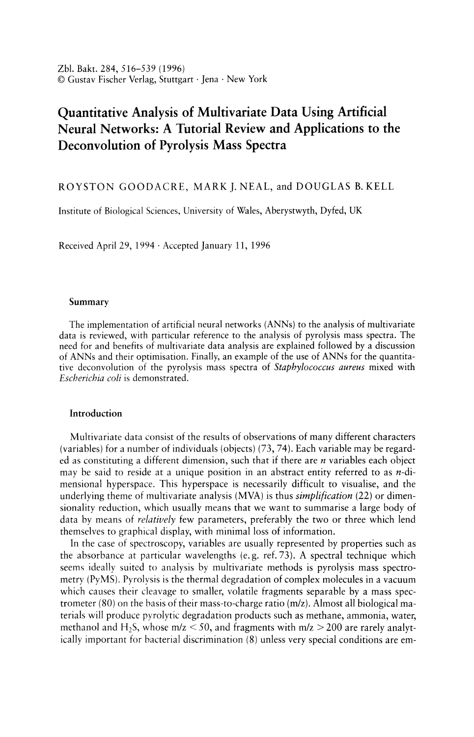Zbl. Bakt. 284, 516–539 (1996)
© Gustav Fischer Verlag, Stuttgart · Jena · New York

# Quantitative Analysis of Multivariate Data Using Artificial Neural Networks: A Tutorial Review and Applications to the Deconvolution of Pyrolysis Mass Spectra

ROYSTON GOODACRE, MARK J. NEAL, and DOUGLAS B. KELL

Institute of Biological Sciences, University of Wales, Aberystwyth, Dyfed, UK

Received April 29, 1994 · Accepted January 11, 1996

## Summary

The implementation of artificial neural networks (ANNs) to the analysis of multivariate data is reviewed, with particular reference to the analysis of pyrolysis mass spectra. The need for and benefits of multivariate data analysis are explained followed by a discussion of ANNs and their optimisation. Finally, an example of the use of ANNs for the quantitative deconvolution of the pyrolysis mass spectra of *Staphylococcus aureus* mixed with *Escherichia coli* is demonstrated.

## Introduction

Multivariate data consist of the results of observations of many different characters (variables) for a number of individuals (objects) (73, 74). Each variable may be regarded as constituting a different dimension, such that if there are *n* variables each object may be said to reside at a unique position in an abstract entity referred to as *n*-dimensional hyperspace. This hyperspace is necessarily difficult to visualise, and the underlying theme of multivariate analysis (MVA) is thus *simplification* (22) or dimensionality reduction, which usually means that we want to summarise a large body of data by means of *relatively* few parameters, preferably the two or three which lend themselves to graphical display, with minimal loss of information.

In the case of spectroscopy, variables are usually represented by properties such as the absorbance at particular wavelengths (e.g. ref. 73). A spectral technique which seems ideally suited to analysis by multivariate methods is pyrolysis mass spectrometry (PyMS). Pyrolysis is the thermal degradation of complex molecules in a vacuum which causes their cleavage to smaller, volatile fragments separable by a mass spectrometer (80) on the basis of their mass-to-charge ratio (m/z). Almost all biological materials will produce pyrolytic degradation products such as methane, ammonia, water, methanol and $H_2S$, whose m/z < 50, and fragments with m/z > 200 are rarely analytically important for bacterial discrimination (8) unless very special conditions are em-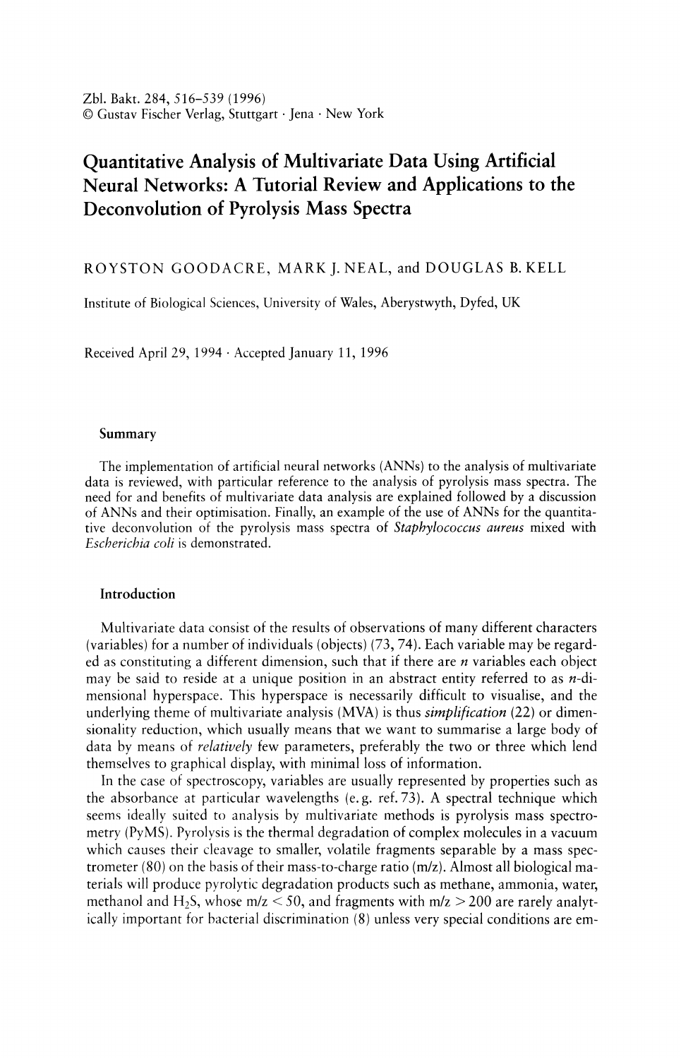Zbl. Bakt. 284, 516–539 (1996)
© Gustav Fischer Verlag, Stuttgart · Jena · New York

# Quantitative Analysis of Multivariate Data Using Artificial Neural Networks: A Tutorial Review and Applications to the Deconvolution of Pyrolysis Mass Spectra

ROYSTON GOODACRE, MARK J. NEAL, and DOUGLAS B. KELL

Institute of Biological Sciences, University of Wales, Aberystwyth, Dyfed, UK

Received April 29, 1994 · Accepted January 11, 1996

## Summary

The implementation of artificial neural networks (ANNs) to the analysis of multivariate data is reviewed, with particular reference to the analysis of pyrolysis mass spectra. The need for and benefits of multivariate data analysis are explained followed by a discussion of ANNs and their optimisation. Finally, an example of the use of ANNs for the quantitative deconvolution of the pyrolysis mass spectra of *Staphylococcus aureus* mixed with *Escherichia coli* is demonstrated.

## Introduction

Multivariate data consist of the results of observations of many different characters (variables) for a number of individuals (objects) (73, 74). Each variable may be regarded as constituting a different dimension, such that if there are *n* variables each object may be said to reside at a unique position in an abstract entity referred to as *n*-dimensional hyperspace. This hyperspace is necessarily difficult to visualise, and the underlying theme of multivariate analysis (MVA) is thus *simplification* (22) or dimensionality reduction, which usually means that we want to summarise a large body of data by means of *relatively* few parameters, preferably the two or three which lend themselves to graphical display, with minimal loss of information.

In the case of spectroscopy, variables are usually represented by properties such as the absorbance at particular wavelengths (e.g. ref. 73). A spectral technique which seems ideally suited to analysis by multivariate methods is pyrolysis mass spectrometry (PyMS). Pyrolysis is the thermal degradation of complex molecules in a vacuum which causes their cleavage to smaller, volatile fragments separable by a mass spectrometer (80) on the basis of their mass-to-charge ratio (m/z). Almost all biological materials will produce pyrolytic degradation products such as methane, ammonia, water, methanol and $H_2S$, whose m/z $< 50$, and fragments with m/z $> 200$ are rarely analytically important for bacterial discrimination (8) unless very special conditions are em-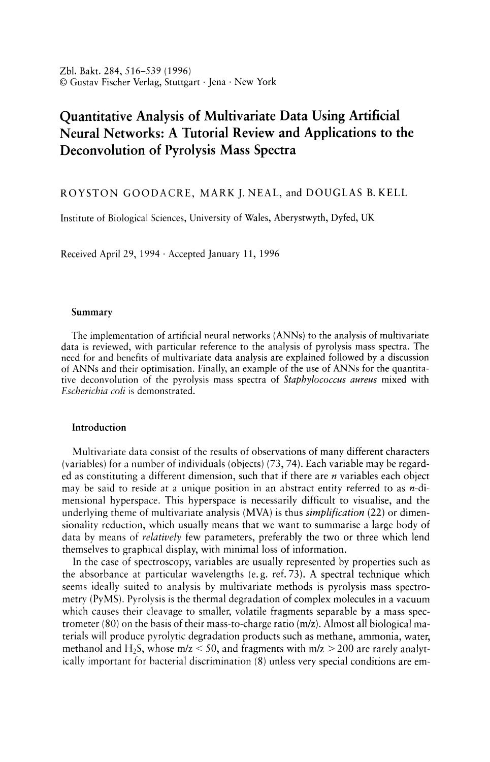Zbl. Bakt. 284, 516–539 (1996)
© Gustav Fischer Verlag, Stuttgart · Jena · New York

# Quantitative Analysis of Multivariate Data Using Artificial Neural Networks: A Tutorial Review and Applications to the Deconvolution of Pyrolysis Mass Spectra

ROYSTON GOODACRE, MARK J. NEAL, and DOUGLAS B. KELL

Institute of Biological Sciences, University of Wales, Aberystwyth, Dyfed, UK

Received April 29, 1994 · Accepted January 11, 1996

## Summary

The implementation of artificial neural networks (ANNs) to the analysis of multivariate data is reviewed, with particular reference to the analysis of pyrolysis mass spectra. The need for and benefits of multivariate data analysis are explained followed by a discussion of ANNs and their optimisation. Finally, an example of the use of ANNs for the quantitative deconvolution of the pyrolysis mass spectra of *Staphylococcus aureus* mixed with *Escherichia coli* is demonstrated.

## Introduction

Multivariate data consist of the results of observations of many different characters (variables) for a number of individuals (objects) (73, 74). Each variable may be regarded as constituting a different dimension, such that if there are *n* variables each object may be said to reside at a unique position in an abstract entity referred to as *n*-dimensional hyperspace. This hyperspace is necessarily difficult to visualise, and the underlying theme of multivariate analysis (MVA) is thus *simplification* (22) or dimensionality reduction, which usually means that we want to summarise a large body of data by means of *relatively* few parameters, preferably the two or three which lend themselves to graphical display, with minimal loss of information.

In the case of spectroscopy, variables are usually represented by properties such as the absorbance at particular wavelengths (e.g. ref. 73). A spectral technique which seems ideally suited to analysis by multivariate methods is pyrolysis mass spectrometry (PyMS). Pyrolysis is the thermal degradation of complex molecules in a vacuum which causes their cleavage to smaller, volatile fragments separable by a mass spectrometer (80) on the basis of their mass-to-charge ratio (m/z). Almost all biological materials will produce pyrolytic degradation products such as methane, ammonia, water, methanol and $H_2S$, whose m/z < 50, and fragments with m/z > 200 are rarely analytically important for bacterial discrimination (8) unless very special conditions are em-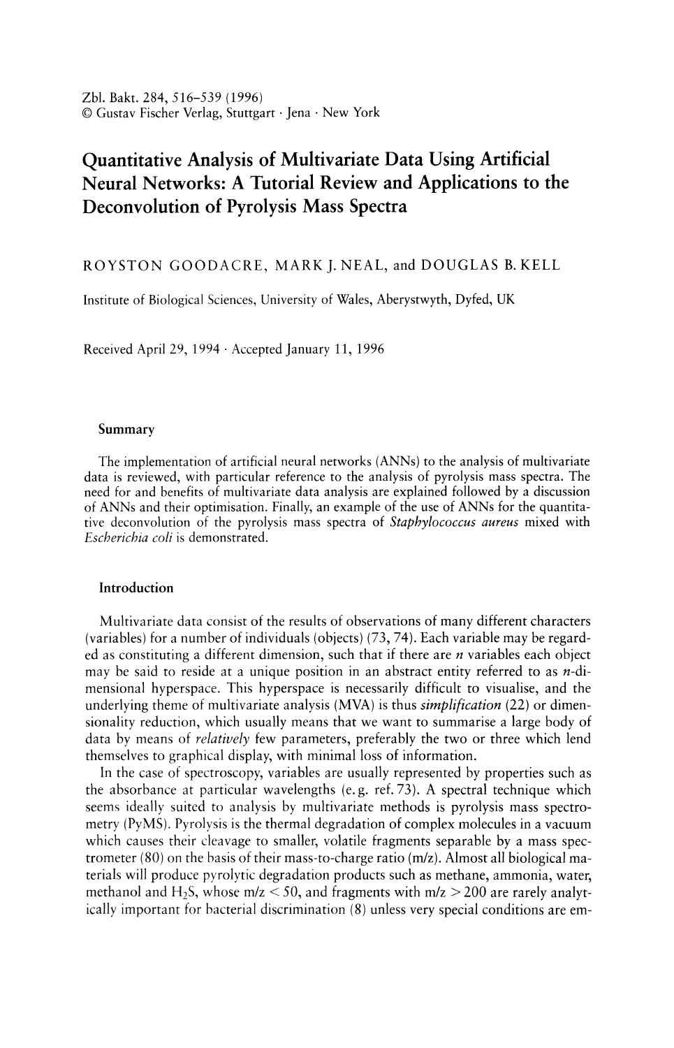Zbl. Bakt. 284, 516–539 (1996)
© Gustav Fischer Verlag, Stuttgart · Jena · New York

# Quantitative Analysis of Multivariate Data Using Artificial Neural Networks: A Tutorial Review and Applications to the Deconvolution of Pyrolysis Mass Spectra

ROYSTON GOODACRE, MARK J. NEAL, and DOUGLAS B. KELL

Institute of Biological Sciences, University of Wales, Aberystwyth, Dyfed, UK

Received April 29, 1994 · Accepted January 11, 1996

## Summary

The implementation of artificial neural networks (ANNs) to the analysis of multivariate data is reviewed, with particular reference to the analysis of pyrolysis mass spectra. The need for and benefits of multivariate data analysis are explained followed by a discussion of ANNs and their optimisation. Finally, an example of the use of ANNs for the quantitative deconvolution of the pyrolysis mass spectra of *Staphylococcus aureus* mixed with *Escherichia coli* is demonstrated.

## Introduction

Multivariate data consist of the results of observations of many different characters (variables) for a number of individuals (objects) (73, 74). Each variable may be regarded as constituting a different dimension, such that if there are $n$ variables each object may be said to reside at a unique position in an abstract entity referred to as $n$-dimensional hyperspace. This hyperspace is necessarily difficult to visualise, and the underlying theme of multivariate analysis (MVA) is thus *simplification* (22) or dimensionality reduction, which usually means that we want to summarise a large body of data by means of *relatively* few parameters, preferably the two or three which lend themselves to graphical display, with minimal loss of information.

In the case of spectroscopy, variables are usually represented by properties such as the absorbance at particular wavelengths (e.g. ref. 73). A spectral technique which seems ideally suited to analysis by multivariate methods is pyrolysis mass spectrometry (PyMS). Pyrolysis is the thermal degradation of complex molecules in a vacuum which causes their cleavage to smaller, volatile fragments separable by a mass spectrometer (80) on the basis of their mass-to-charge ratio (m/z). Almost all biological materials will produce pyrolytic degradation products such as methane, ammonia, water, methanol and $H_2S$, whose m/z < 50, and fragments with m/z > 200 are rarely analytically important for bacterial discrimination (8) unless very special conditions are em-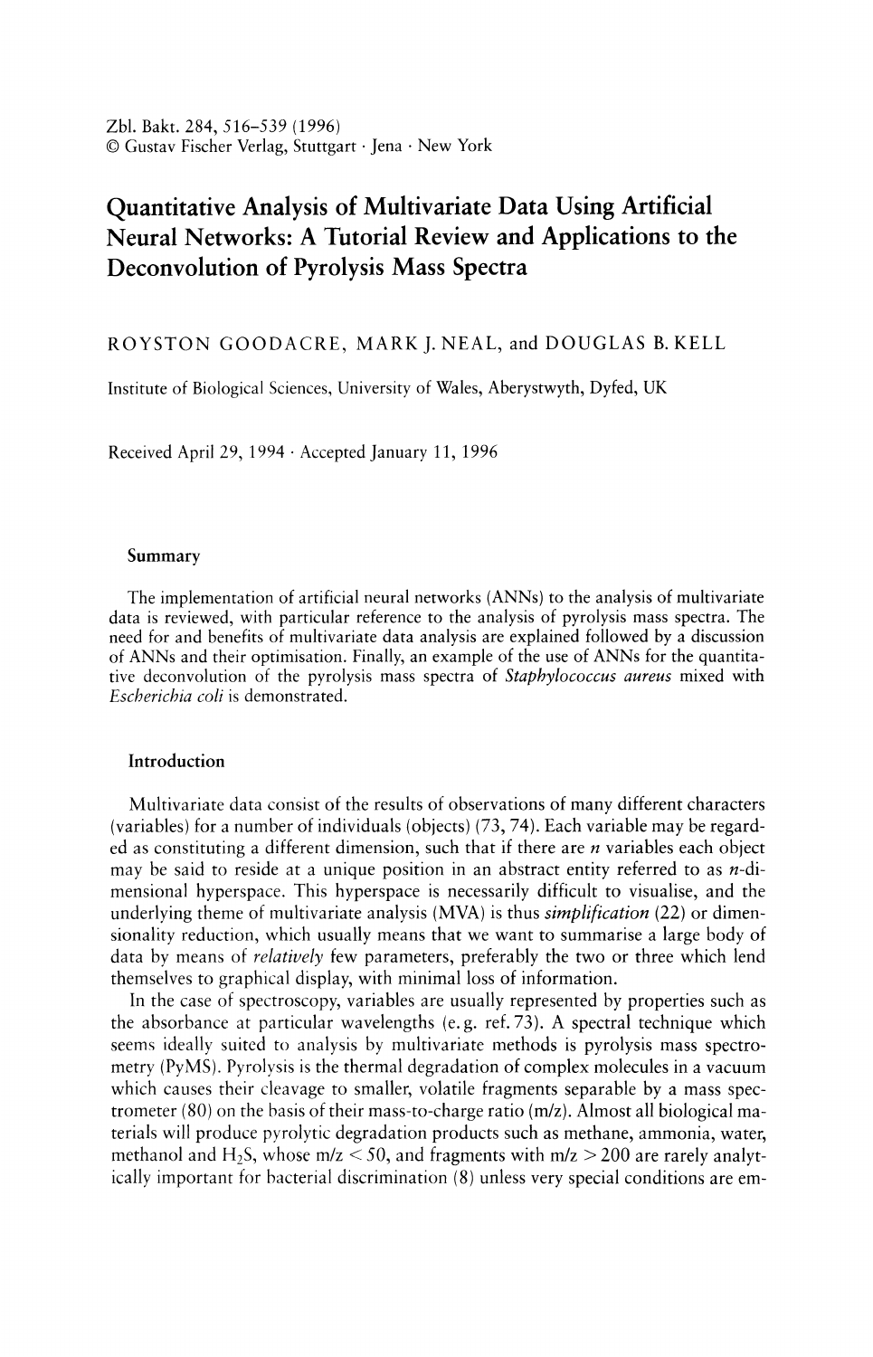Zbl. Bakt. 284, 516–539 (1996)
© Gustav Fischer Verlag, Stuttgart · Jena · New York

# Quantitative Analysis of Multivariate Data Using Artificial Neural Networks: A Tutorial Review and Applications to the Deconvolution of Pyrolysis Mass Spectra

ROYSTON GOODACRE, MARK J. NEAL, and DOUGLAS B. KELL

Institute of Biological Sciences, University of Wales, Aberystwyth, Dyfed, UK

Received April 29, 1994 · Accepted January 11, 1996

## Summary

The implementation of artificial neural networks (ANNs) to the analysis of multivariate data is reviewed, with particular reference to the analysis of pyrolysis mass spectra. The need for and benefits of multivariate data analysis are explained followed by a discussion of ANNs and their optimisation. Finally, an example of the use of ANNs for the quantitative deconvolution of the pyrolysis mass spectra of *Staphylococcus aureus* mixed with *Escherichia coli* is demonstrated.

## Introduction

Multivariate data consist of the results of observations of many different characters (variables) for a number of individuals (objects) (73, 74). Each variable may be regarded as constituting a different dimension, such that if there are *n* variables each object may be said to reside at a unique position in an abstract entity referred to as *n*-dimensional hyperspace. This hyperspace is necessarily difficult to visualise, and the underlying theme of multivariate analysis (MVA) is thus *simplification* (22) or dimensionality reduction, which usually means that we want to summarise a large body of data by means of *relatively* few parameters, preferably the two or three which lend themselves to graphical display, with minimal loss of information.

In the case of spectroscopy, variables are usually represented by properties such as the absorbance at particular wavelengths (e.g. ref. 73). A spectral technique which seems ideally suited to analysis by multivariate methods is pyrolysis mass spectrometry (PyMS). Pyrolysis is the thermal degradation of complex molecules in a vacuum which causes their cleavage to smaller, volatile fragments separable by a mass spectrometer (80) on the basis of their mass-to-charge ratio (m/z). Almost all biological materials will produce pyrolytic degradation products such as methane, ammonia, water, methanol and $H_2S$, whose m/z < 50, and fragments with m/z > 200 are rarely analytically important for bacterial discrimination (8) unless very special conditions are em-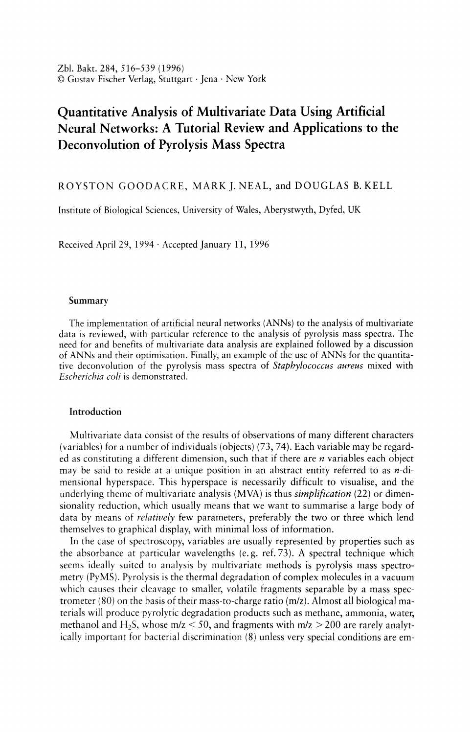Zbl. Bakt. 284, 516–539 (1996)
© Gustav Fischer Verlag, Stuttgart · Jena · New York

# Quantitative Analysis of Multivariate Data Using Artificial Neural Networks: A Tutorial Review and Applications to the Deconvolution of Pyrolysis Mass Spectra

ROYSTON GOODACRE, MARK J. NEAL, and DOUGLAS B. KELL

Institute of Biological Sciences, University of Wales, Aberystwyth, Dyfed, UK

Received April 29, 1994 · Accepted January 11, 1996

## Summary

The implementation of artificial neural networks (ANNs) to the analysis of multivariate data is reviewed, with particular reference to the analysis of pyrolysis mass spectra. The need for and benefits of multivariate data analysis are explained followed by a discussion of ANNs and their optimisation. Finally, an example of the use of ANNs for the quantitative deconvolution of the pyrolysis mass spectra of *Staphylococcus aureus* mixed with *Escherichia coli* is demonstrated.

## Introduction

Multivariate data consist of the results of observations of many different characters (variables) for a number of individuals (objects) (73, 74). Each variable may be regarded as constituting a different dimension, such that if there are *n* variables each object may be said to reside at a unique position in an abstract entity referred to as *n*-dimensional hyperspace. This hyperspace is necessarily difficult to visualise, and the underlying theme of multivariate analysis (MVA) is thus *simplification* (22) or dimensionality reduction, which usually means that we want to summarise a large body of data by means of *relatively* few parameters, preferably the two or three which lend themselves to graphical display, with minimal loss of information.

In the case of spectroscopy, variables are usually represented by properties such as the absorbance at particular wavelengths (e.g. ref. 73). A spectral technique which seems ideally suited to analysis by multivariate methods is pyrolysis mass spectrometry (PyMS). Pyrolysis is the thermal degradation of complex molecules in a vacuum which causes their cleavage to smaller, volatile fragments separable by a mass spectrometer (80) on the basis of their mass-to-charge ratio (m/z). Almost all biological materials will produce pyrolytic degradation products such as methane, ammonia, water, methanol and $H_2S$, whose m/z < 50, and fragments with m/z > 200 are rarely analytically important for bacterial discrimination (8) unless very special conditions are em-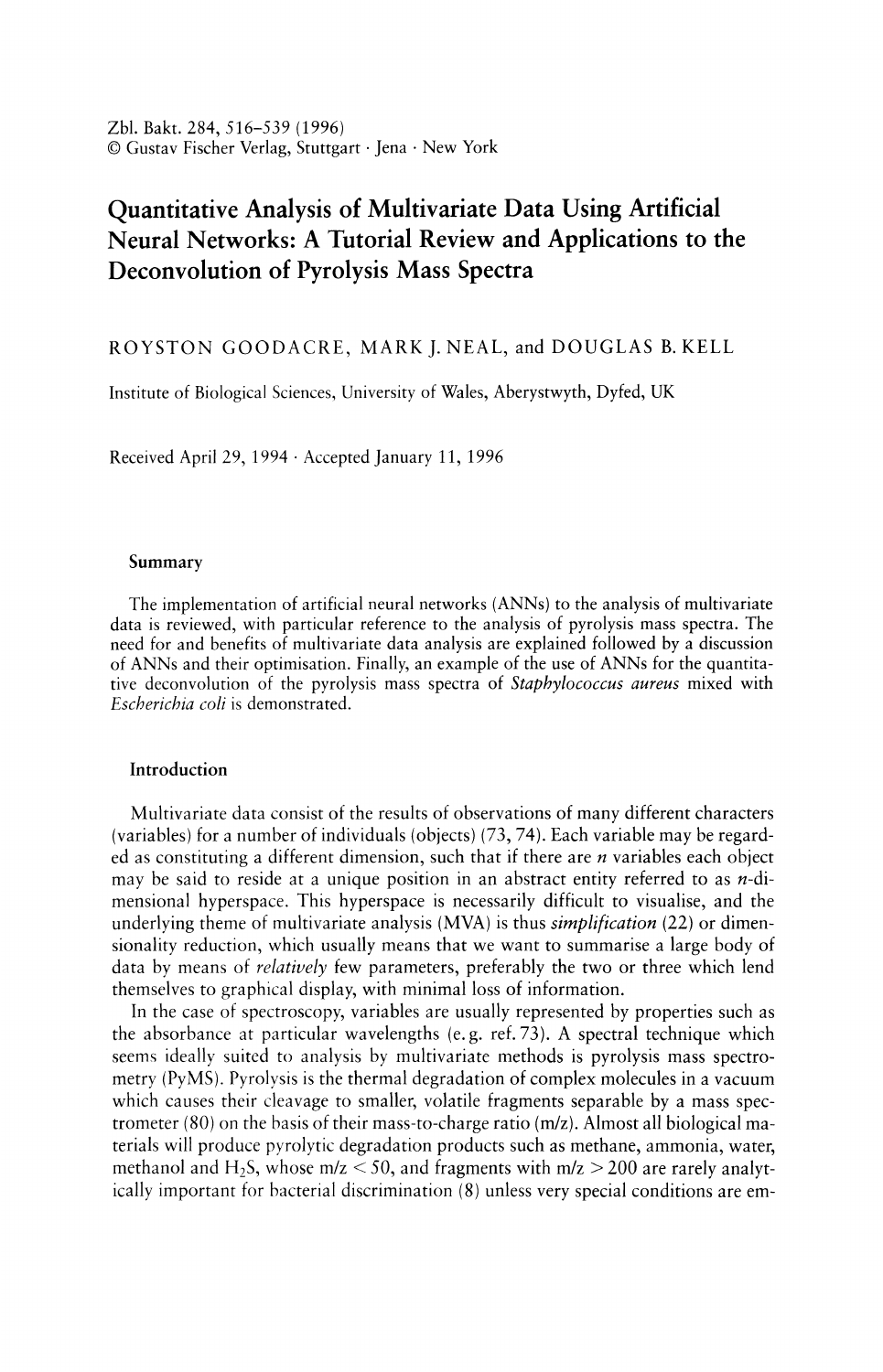Zbl. Bakt. 284, 516–539 (1996)
© Gustav Fischer Verlag, Stuttgart · Jena · New York

# Quantitative Analysis of Multivariate Data Using Artificial Neural Networks: A Tutorial Review and Applications to the Deconvolution of Pyrolysis Mass Spectra

ROYSTON GOODACRE, MARK J. NEAL, and DOUGLAS B. KELL

Institute of Biological Sciences, University of Wales, Aberystwyth, Dyfed, UK

Received April 29, 1994 · Accepted January 11, 1996

## Summary

The implementation of artificial neural networks (ANNs) to the analysis of multivariate data is reviewed, with particular reference to the analysis of pyrolysis mass spectra. The need for and benefits of multivariate data analysis are explained followed by a discussion of ANNs and their optimisation. Finally, an example of the use of ANNs for the quantitative deconvolution of the pyrolysis mass spectra of *Staphylococcus aureus* mixed with *Escherichia coli* is demonstrated.

## Introduction

Multivariate data consist of the results of observations of many different characters (variables) for a number of individuals (objects) (73, 74). Each variable may be regarded as constituting a different dimension, such that if there are *n* variables each object may be said to reside at a unique position in an abstract entity referred to as *n*-dimensional hyperspace. This hyperspace is necessarily difficult to visualise, and the underlying theme of multivariate analysis (MVA) is thus *simplification* (22) or dimensionality reduction, which usually means that we want to summarise a large body of data by means of *relatively* few parameters, preferably the two or three which lend themselves to graphical display, with minimal loss of information.

In the case of spectroscopy, variables are usually represented by properties such as the absorbance at particular wavelengths (e.g. ref. 73). A spectral technique which seems ideally suited to analysis by multivariate methods is pyrolysis mass spectrometry (PyMS). Pyrolysis is the thermal degradation of complex molecules in a vacuum which causes their cleavage to smaller, volatile fragments separable by a mass spectrometer (80) on the basis of their mass-to-charge ratio (m/z). Almost all biological materials will produce pyrolytic degradation products such as methane, ammonia, water, methanol and $H_2S$, whose m/z < 50, and fragments with m/z > 200 are rarely analytically important for bacterial discrimination (8) unless very special conditions are em-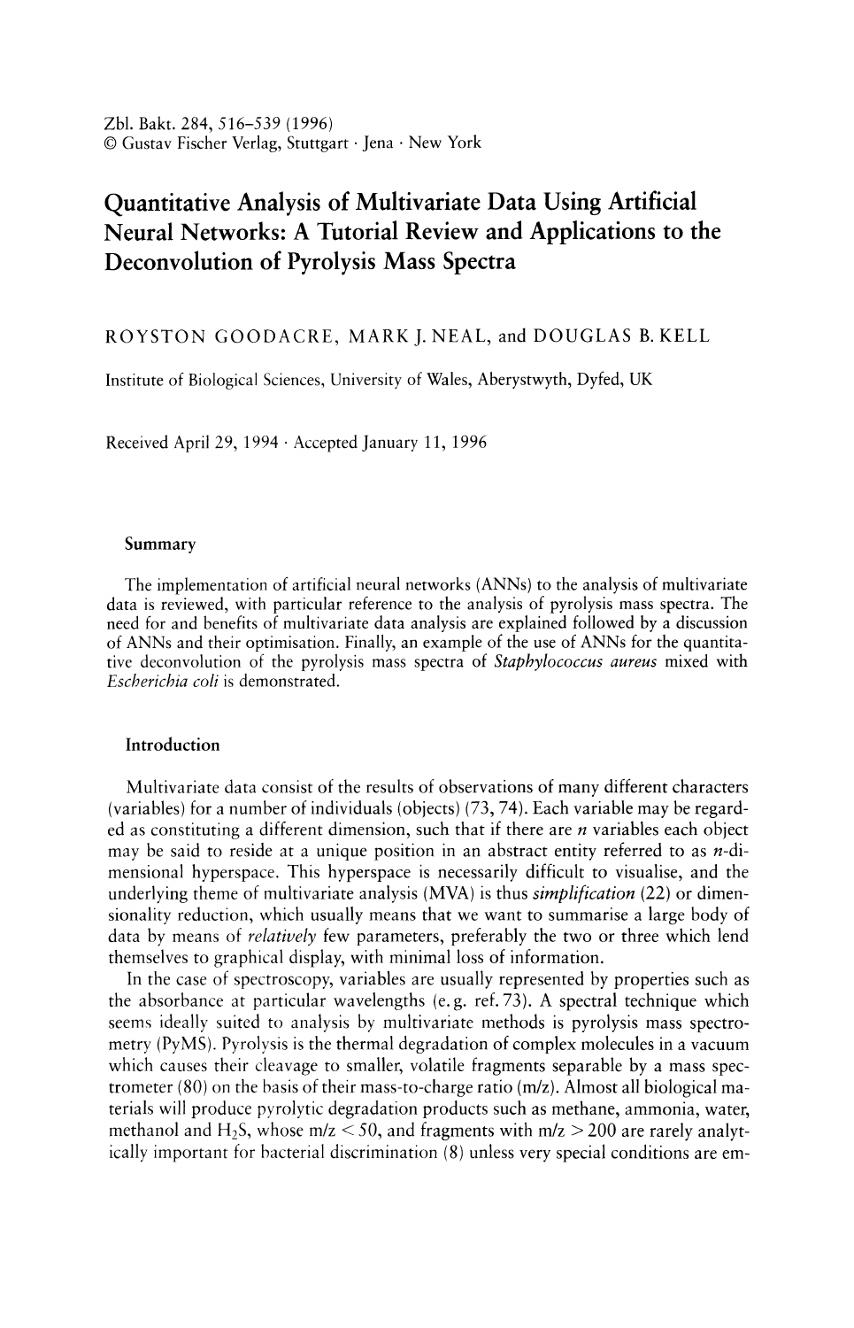Zbl. Bakt. 284, 516–539 (1996)
© Gustav Fischer Verlag, Stuttgart · Jena · New York

# Quantitative Analysis of Multivariate Data Using Artificial Neural Networks: A Tutorial Review and Applications to the Deconvolution of Pyrolysis Mass Spectra

ROYSTON GOODACRE, MARK J. NEAL, and DOUGLAS B. KELL

Institute of Biological Sciences, University of Wales, Aberystwyth, Dyfed, UK

Received April 29, 1994 · Accepted January 11, 1996

## Summary

The implementation of artificial neural networks (ANNs) to the analysis of multivariate data is reviewed, with particular reference to the analysis of pyrolysis mass spectra. The need for and benefits of multivariate data analysis are explained followed by a discussion of ANNs and their optimisation. Finally, an example of the use of ANNs for the quantitative deconvolution of the pyrolysis mass spectra of *Staphylococcus aureus* mixed with *Escherichia coli* is demonstrated.

## Introduction

Multivariate data consist of the results of observations of many different characters (variables) for a number of individuals (objects) (73, 74). Each variable may be regarded as constituting a different dimension, such that if there are *n* variables each object may be said to reside at a unique position in an abstract entity referred to as *n*-dimensional hyperspace. This hyperspace is necessarily difficult to visualise, and the underlying theme of multivariate analysis (MVA) is thus *simplification* (22) or dimensionality reduction, which usually means that we want to summarise a large body of data by means of *relatively* few parameters, preferably the two or three which lend themselves to graphical display, with minimal loss of information.

In the case of spectroscopy, variables are usually represented by properties such as the absorbance at particular wavelengths (e.g. ref. 73). A spectral technique which seems ideally suited to analysis by multivariate methods is pyrolysis mass spectrometry (PyMS). Pyrolysis is the thermal degradation of complex molecules in a vacuum which causes their cleavage to smaller, volatile fragments separable by a mass spectrometer (80) on the basis of their mass-to-charge ratio (m/z). Almost all biological materials will produce pyrolytic degradation products such as methane, ammonia, water, methanol and $H_2S$, whose m/z < 50, and fragments with m/z > 200 are rarely analytically important for bacterial discrimination (8) unless very special conditions are em-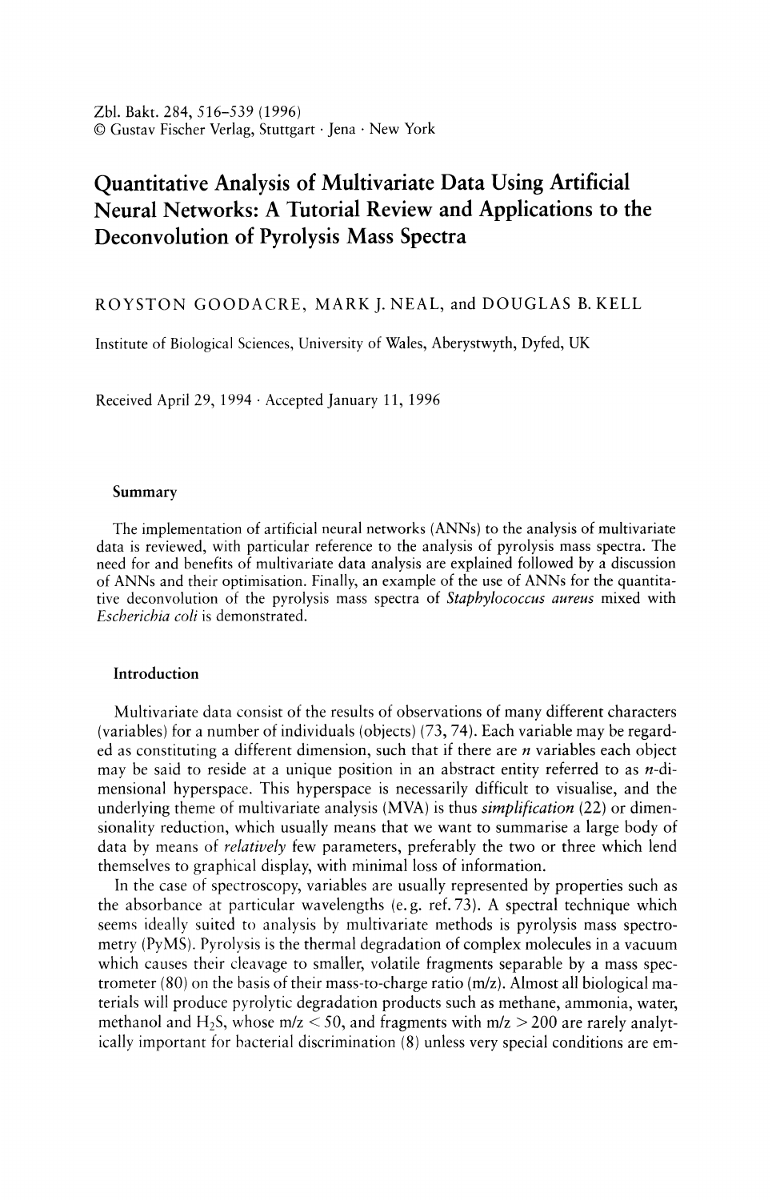Zbl. Bakt. 284, 516–539 (1996)
© Gustav Fischer Verlag, Stuttgart · Jena · New York

# Quantitative Analysis of Multivariate Data Using Artificial Neural Networks: A Tutorial Review and Applications to the Deconvolution of Pyrolysis Mass Spectra

ROYSTON GOODACRE, MARK J. NEAL, and DOUGLAS B. KELL

Institute of Biological Sciences, University of Wales, Aberystwyth, Dyfed, UK

Received April 29, 1994 · Accepted January 11, 1996

## Summary

The implementation of artificial neural networks (ANNs) to the analysis of multivariate data is reviewed, with particular reference to the analysis of pyrolysis mass spectra. The need for and benefits of multivariate data analysis are explained followed by a discussion of ANNs and their optimisation. Finally, an example of the use of ANNs for the quantitative deconvolution of the pyrolysis mass spectra of *Staphylococcus aureus* mixed with *Escherichia coli* is demonstrated.

## Introduction

Multivariate data consist of the results of observations of many different characters (variables) for a number of individuals (objects) (73, 74). Each variable may be regarded as constituting a different dimension, such that if there are *n* variables each object may be said to reside at a unique position in an abstract entity referred to as *n*-dimensional hyperspace. This hyperspace is necessarily difficult to visualise, and the underlying theme of multivariate analysis (MVA) is thus *simplification* (22) or dimensionality reduction, which usually means that we want to summarise a large body of data by means of *relatively* few parameters, preferably the two or three which lend themselves to graphical display, with minimal loss of information.

In the case of spectroscopy, variables are usually represented by properties such as the absorbance at particular wavelengths (e.g. ref. 73). A spectral technique which seems ideally suited to analysis by multivariate methods is pyrolysis mass spectrometry (PyMS). Pyrolysis is the thermal degradation of complex molecules in a vacuum which causes their cleavage to smaller, volatile fragments separable by a mass spectrometer (80) on the basis of their mass-to-charge ratio (m/z). Almost all biological materials will produce pyrolytic degradation products such as methane, ammonia, water, methanol and $H_2S$, whose m/z < 50, and fragments with m/z > 200 are rarely analytically important for bacterial discrimination (8) unless very special conditions are em-